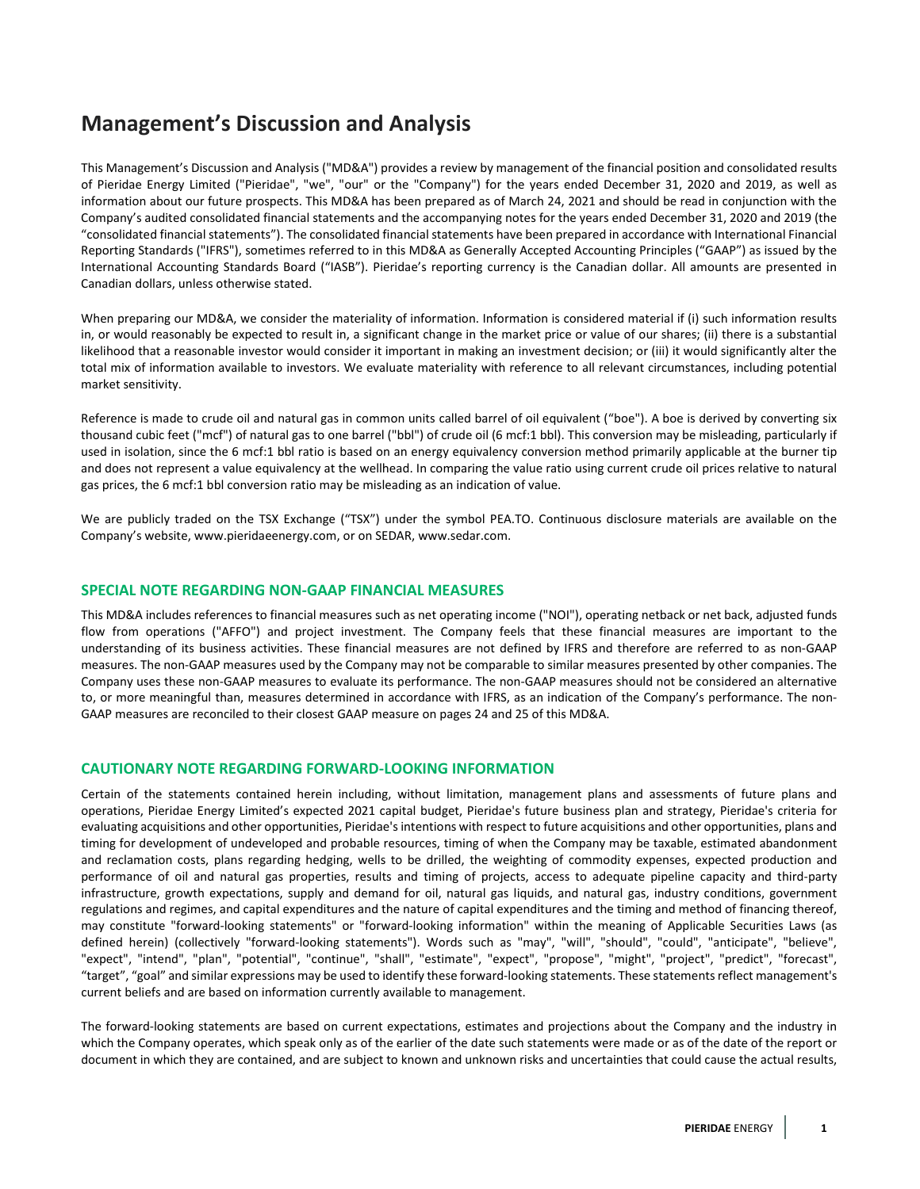# Management's Discussion and Analysis

This Management's Discussion and Analysis ("MD&A") provides a review by management of the financial position and consolidated results of Pieridae Energy Limited ("Pieridae", "we", "our" or the "Company") for the years ended December 31, 2020 and 2019, as well as information about our future prospects. This MD&A has been prepared as of March 24, 2021 and should be read in conjunction with the Company's audited consolidated financial statements and the accompanying notes for the years ended December 31, 2020 and 2019 (the "consolidated financial statements"). The consolidated financial statements have been prepared in accordance with International Financial Reporting Standards ("IFRS"), sometimes referred to in this MD&A as Generally Accepted Accounting Principles ("GAAP") as issued by the International Accounting Standards Board ("IASB"). Pieridae's reporting currency is the Canadian dollar. All amounts are presented in Canadian dollars, unless otherwise stated.

When preparing our MD&A, we consider the materiality of information. Information is considered material if (i) such information results in, or would reasonably be expected to result in, a significant change in the market price or value of our shares; (ii) there is a substantial likelihood that a reasonable investor would consider it important in making an investment decision; or (iii) it would significantly alter the total mix of information available to investors. We evaluate materiality with reference to all relevant circumstances, including potential market sensitivity.

Reference is made to crude oil and natural gas in common units called barrel of oil equivalent ("boe"). A boe is derived by converting six thousand cubic feet ("mcf") of natural gas to one barrel ("bbl") of crude oil (6 mcf:1 bbl). This conversion may be misleading, particularly if used in isolation, since the 6 mcf:1 bbl ratio is based on an energy equivalency conversion method primarily applicable at the burner tip and does not represent a value equivalency at the wellhead. In comparing the value ratio using current crude oil prices relative to natural gas prices, the 6 mcf:1 bbl conversion ratio may be misleading as an indication of value.

We are publicly traded on the TSX Exchange ("TSX") under the symbol PEA.TO. Continuous disclosure materials are available on the Company's website, www.pieridaeenergy.com, or on SEDAR, www.sedar.com.

## SPECIAL NOTE REGARDING NON-GAAP FINANCIAL MEASURES

This MD&A includes references to financial measures such as net operating income ("NOI"), operating netback or net back, adjusted funds flow from operations ("AFFO") and project investment. The Company feels that these financial measures are important to the understanding of its business activities. These financial measures are not defined by IFRS and therefore are referred to as non-GAAP measures. The non-GAAP measures used by the Company may not be comparable to similar measures presented by other companies. The Company uses these non-GAAP measures to evaluate its performance. The non-GAAP measures should not be considered an alternative to, or more meaningful than, measures determined in accordance with IFRS, as an indication of the Company's performance. The non-GAAP measures are reconciled to their closest GAAP measure on pages 24 and 25 of this MD&A.

## CAUTIONARY NOTE REGARDING FORWARD-LOOKING INFORMATION

Certain of the statements contained herein including, without limitation, management plans and assessments of future plans and operations, Pieridae Energy Limited's expected 2021 capital budget, Pieridae's future business plan and strategy, Pieridae's criteria for evaluating acquisitions and other opportunities, Pieridae's intentions with respect to future acquisitions and other opportunities, plans and timing for development of undeveloped and probable resources, timing of when the Company may be taxable, estimated abandonment and reclamation costs, plans regarding hedging, wells to be drilled, the weighting of commodity expenses, expected production and performance of oil and natural gas properties, results and timing of projects, access to adequate pipeline capacity and third-party infrastructure, growth expectations, supply and demand for oil, natural gas liquids, and natural gas, industry conditions, government regulations and regimes, and capital expenditures and the nature of capital expenditures and the timing and method of financing thereof, may constitute "forward-looking statements" or "forward-looking information" within the meaning of Applicable Securities Laws (as defined herein) (collectively "forward-looking statements"). Words such as "may", "will", "should", "could", "anticipate", "believe", "expect", "intend", "plan", "potential", "continue", "shall", "estimate", "expect", "propose", "might", "project", "predict", "forecast", "target", "goal" and similar expressions may be used to identify these forward-looking statements. These statements reflect management's current beliefs and are based on information currently available to management.

The forward-looking statements are based on current expectations, estimates and projections about the Company and the industry in which the Company operates, which speak only as of the earlier of the date such statements were made or as of the date of the report or document in which they are contained, and are subject to known and unknown risks and uncertainties that could cause the actual results,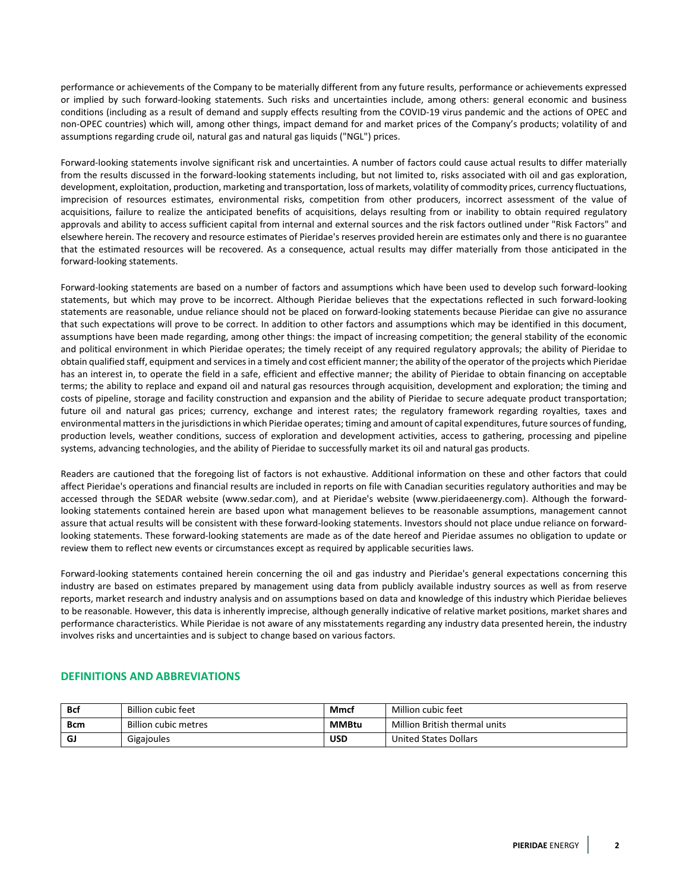performance or achievements of the Company to be materially different from any future results, performance or achievements expressed or implied by such forward-looking statements. Such risks and uncertainties include, among others: general economic and business conditions (including as a result of demand and supply effects resulting from the COVID-19 virus pandemic and the actions of OPEC and non-OPEC countries) which will, among other things, impact demand for and market prices of the Company's products; volatility of and assumptions regarding crude oil, natural gas and natural gas liquids ("NGL") prices.

Forward-looking statements involve significant risk and uncertainties. A number of factors could cause actual results to differ materially from the results discussed in the forward-looking statements including, but not limited to, risks associated with oil and gas exploration, development, exploitation, production, marketing and transportation, loss of markets, volatility of commodity prices, currency fluctuations, imprecision of resources estimates, environmental risks, competition from other producers, incorrect assessment of the value of acquisitions, failure to realize the anticipated benefits of acquisitions, delays resulting from or inability to obtain required regulatory approvals and ability to access sufficient capital from internal and external sources and the risk factors outlined under "Risk Factors" and elsewhere herein. The recovery and resource estimates of Pieridae's reserves provided herein are estimates only and there is no guarantee that the estimated resources will be recovered. As a consequence, actual results may differ materially from those anticipated in the forward-looking statements.

Forward-looking statements are based on a number of factors and assumptions which have been used to develop such forward-looking statements, but which may prove to be incorrect. Although Pieridae believes that the expectations reflected in such forward-looking statements are reasonable, undue reliance should not be placed on forward-looking statements because Pieridae can give no assurance that such expectations will prove to be correct. In addition to other factors and assumptions which may be identified in this document, assumptions have been made regarding, among other things: the impact of increasing competition; the general stability of the economic and political environment in which Pieridae operates; the timely receipt of any required regulatory approvals; the ability of Pieridae to obtain qualified staff, equipment and services in a timely and cost efficient manner; the ability of the operator of the projects which Pieridae has an interest in, to operate the field in a safe, efficient and effective manner; the ability of Pieridae to obtain financing on acceptable terms; the ability to replace and expand oil and natural gas resources through acquisition, development and exploration; the timing and costs of pipeline, storage and facility construction and expansion and the ability of Pieridae to secure adequate product transportation; future oil and natural gas prices; currency, exchange and interest rates; the regulatory framework regarding royalties, taxes and environmental matters in the jurisdictions in which Pieridae operates; timing and amount of capital expenditures, future sources of funding, production levels, weather conditions, success of exploration and development activities, access to gathering, processing and pipeline systems, advancing technologies, and the ability of Pieridae to successfully market its oil and natural gas products.

Readers are cautioned that the foregoing list of factors is not exhaustive. Additional information on these and other factors that could affect Pieridae's operations and financial results are included in reports on file with Canadian securities regulatory authorities and may be accessed through the SEDAR website (www.sedar.com), and at Pieridae's website (www.pieridaeenergy.com). Although the forward-looking statements contained herein are based upon what management believes to be reasonable assumptions, management cannot assure that actual results will be consistent with these forward-looking statements. Investors should not place undue reliance on forward-looking statements. These forward-looking statements are made as of the date hereof and Pieridae assumes no obligation to update or review them to reflect new events or circumstances except as required by applicable securities laws.

Forward-looking statements contained herein concerning the oil and gas industry and Pieridae's general expectations concerning this industry are based on estimates prepared by management using data from publicly available industry sources as well as from reserve reports, market research and industry analysis and on assumptions based on data and knowledge of this industry which Pieridae believes to be reasonable. However, this data is inherently imprecise, although generally indicative of relative market positions, market shares and performance characteristics. While Pieridae is not aware of any misstatements regarding any industry data presented herein, the industry involves risks and uncertainties and is subject to change based on various factors.

## DEFINITIONS AND ABBREVIATIONS

| | | | |
|---|---|---|---|
| **Bcf** | Billion cubic feet | **Mmcf** | Million cubic feet |
| **Bcm** | Billion cubic metres | **MMBtu** | Million British thermal units |
| **GJ** | Gigajoules | **USD** | United States Dollars |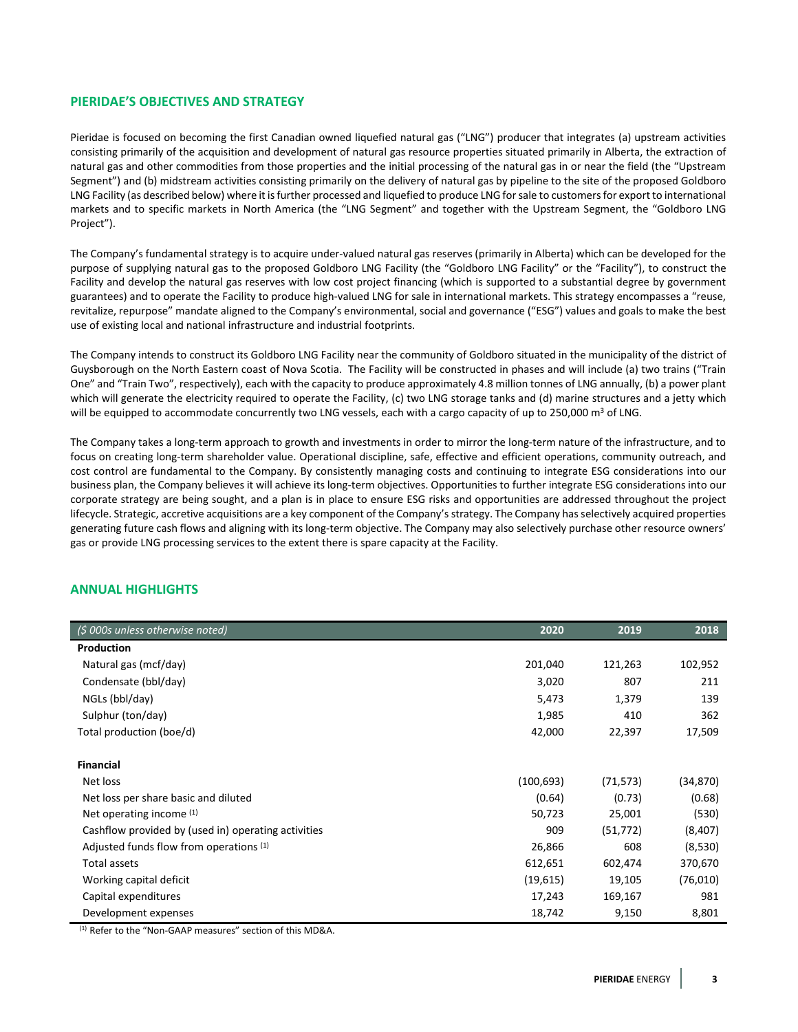## PIERIDAE'S OBJECTIVES AND STRATEGY

Pieridae is focused on becoming the first Canadian owned liquefied natural gas ("LNG") producer that integrates (a) upstream activities consisting primarily of the acquisition and development of natural gas resource properties situated primarily in Alberta, the extraction of natural gas and other commodities from those properties and the initial processing of the natural gas in or near the field (the "Upstream Segment") and (b) midstream activities consisting primarily on the delivery of natural gas by pipeline to the site of the proposed Goldboro LNG Facility (as described below) where it is further processed and liquefied to produce LNG for sale to customers for export to international markets and to specific markets in North America (the "LNG Segment" and together with the Upstream Segment, the "Goldboro LNG Project").

The Company's fundamental strategy is to acquire under-valued natural gas reserves (primarily in Alberta) which can be developed for the purpose of supplying natural gas to the proposed Goldboro LNG Facility (the "Goldboro LNG Facility" or the "Facility"), to construct the Facility and develop the natural gas reserves with low cost project financing (which is supported to a substantial degree by government guarantees) and to operate the Facility to produce high-valued LNG for sale in international markets. This strategy encompasses a "reuse, revitalize, repurpose" mandate aligned to the Company's environmental, social and governance ("ESG") values and goals to make the best use of existing local and national infrastructure and industrial footprints.

The Company intends to construct its Goldboro LNG Facility near the community of Goldboro situated in the municipality of the district of Guysborough on the North Eastern coast of Nova Scotia. The Facility will be constructed in phases and will include (a) two trains ("Train One" and "Train Two", respectively), each with the capacity to produce approximately 4.8 million tonnes of LNG annually, (b) a power plant which will generate the electricity required to operate the Facility, (c) two LNG storage tanks and (d) marine structures and a jetty which will be equipped to accommodate concurrently two LNG vessels, each with a cargo capacity of up to 250,000 m$^3$ of LNG.

The Company takes a long-term approach to growth and investments in order to mirror the long-term nature of the infrastructure, and to focus on creating long-term shareholder value. Operational discipline, safe, effective and efficient operations, community outreach, and cost control are fundamental to the Company. By consistently managing costs and continuing to further integrate ESG considerations into our business plan, the Company believes it will achieve its long-term objectives. Opportunities to further integrate ESG considerations into our corporate strategy are being sought, and a plan is in place to ensure ESG risks and opportunities are addressed throughout the project lifecycle. Strategic, accretive acquisitions are a key component of the Company's strategy. The Company has selectively acquired properties generating future cash flows and aligning with its long-term objective. The Company may also selectively purchase other resource owners' gas or provide LNG processing services to the extent there is spare capacity at the Facility.

## ANNUAL HIGHLIGHTS

| *($ 000s unless otherwise noted)* | 2020 | 2019 | 2018 |
|---|---|---|---|
| **Production** | | | |
| Natural gas (mcf/day) | 201,040 | 121,263 | 102,952 |
| Condensate (bbl/day) | 3,020 | 807 | 211 |
| NGLs (bbl/day) | 5,473 | 1,379 | 139 |
| Sulphur (ton/day) | 1,985 | 410 | 362 |
| Total production (boe/d) | 42,000 | 22,397 | 17,509 |
| | | | |
| **Financial** | | | |
| Net loss | (100,693) | (71,573) | (34,870) |
| Net loss per share basic and diluted | (0.64) | (0.73) | (0.68) |
| Net operating income [(1)] | 50,723 | 25,001 | (530) |
| Cashflow provided by (used in) operating activities | 909 | (51,772) | (8,407) |
| Adjusted funds flow from operations [(1)] | 26,866 | 608 | (8,530) |
| Total assets | 612,651 | 602,474 | 370,670 |
| Working capital deficit | (19,615) | 19,105 | (76,010) |
| Capital expenditures | 17,243 | 169,167 | 981 |
| Development expenses | 18,742 | 9,150 | 8,801 |

[(1)] Refer to the "Non-GAAP measures" section of this MD&A.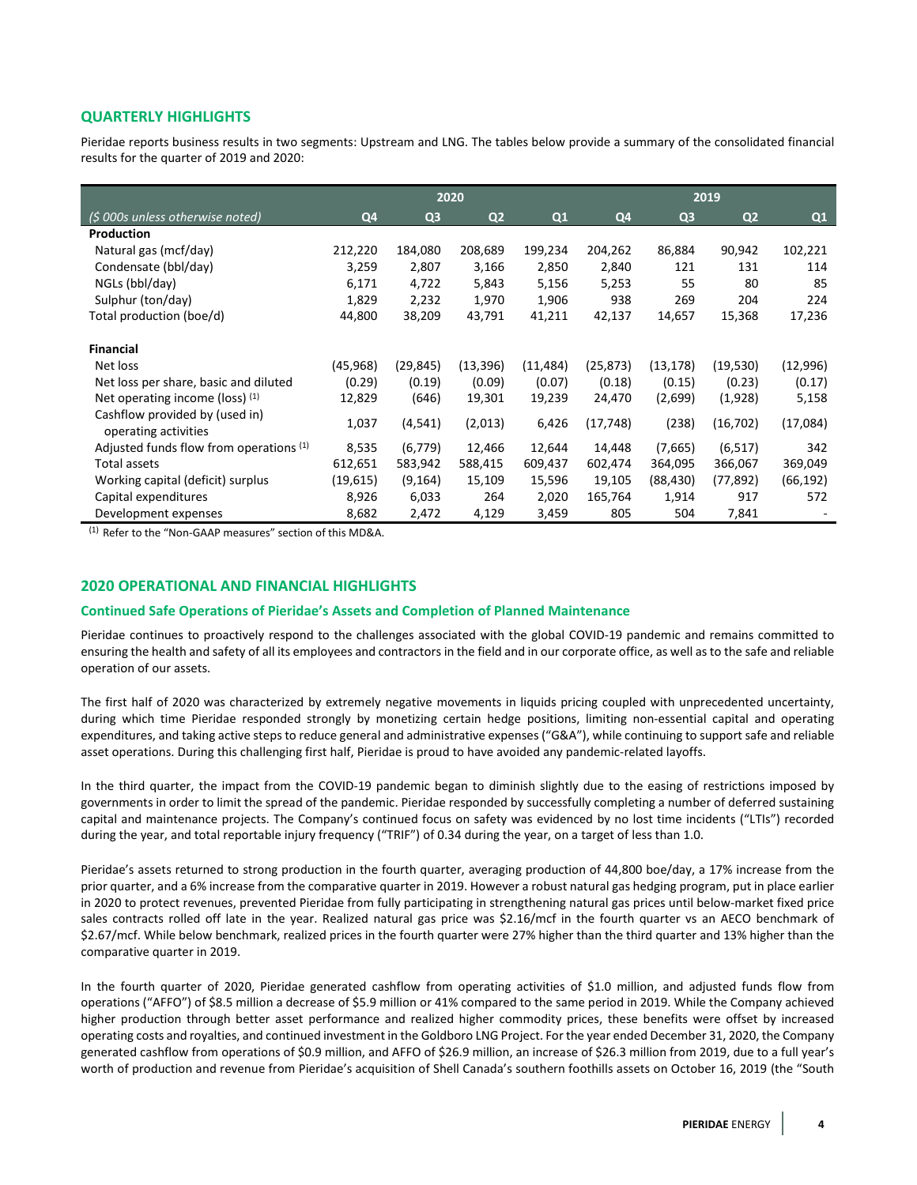## QUARTERLY HIGHLIGHTS

Pieridae reports business results in two segments: Upstream and LNG. The tables below provide a summary of the consolidated financial results for the quarter of 2019 and 2020:

| | 2020 | | | | 2019 | | | |
|---|---|---|---|---|---|---|---|---|
| *($ 000s unless otherwise noted)* | Q4 | Q3 | Q2 | Q1 | Q4 | Q3 | Q2 | Q1 |
| **Production** | | | | | | | | |
| Natural gas (mcf/day) | 212,220 | 184,080 | 208,689 | 199,234 | 204,262 | 86,884 | 90,942 | 102,221 |
| Condensate (bbl/day) | 3,259 | 2,807 | 3,166 | 2,850 | 2,840 | 121 | 131 | 114 |
| NGLs (bbl/day) | 6,171 | 4,722 | 5,843 | 5,156 | 5,253 | 55 | 80 | 85 |
| Sulphur (ton/day) | 1,829 | 2,232 | 1,970 | 1,906 | 938 | 269 | 204 | 224 |
| Total production (boe/d) | 44,800 | 38,209 | 43,791 | 41,211 | 42,137 | 14,657 | 15,368 | 17,236 |
| **Financial** | | | | | | | | |
| Net loss | (45,968) | (29,845) | (13,396) | (11,484) | (25,873) | (13,178) | (19,530) | (12,996) |
| Net loss per share, basic and diluted | (0.29) | (0.19) | (0.09) | (0.07) | (0.18) | (0.15) | (0.23) | (0.17) |
| Net operating income (loss) [1] | 12,829 | (646) | 19,301 | 19,239 | 24,470 | (2,699) | (1,928) | 5,158 |
| Cashflow provided by (used in) operating activities | 1,037 | (4,541) | (2,013) | 6,426 | (17,748) | (238) | (16,702) | (17,084) |
| Adjusted funds flow from operations [1] | 8,535 | (6,779) | 12,466 | 12,644 | 14,448 | (7,665) | (6,517) | 342 |
| Total assets | 612,651 | 583,942 | 588,415 | 609,437 | 602,474 | 364,095 | 366,067 | 369,049 |
| Working capital (deficit) surplus | (19,615) | (9,164) | 15,109 | 15,596 | 19,105 | (88,430) | (77,892) | (66,192) |
| Capital expenditures | 8,926 | 6,033 | 264 | 2,020 | 165,764 | 1,914 | 917 | 572 |
| Development expenses | 8,682 | 2,472 | 4,129 | 3,459 | 805 | 504 | 7,841 | - |

[1] Refer to the "Non-GAAP measures" section of this MD&A.

## 2020 OPERATIONAL AND FINANCIAL HIGHLIGHTS

### Continued Safe Operations of Pieridae's Assets and Completion of Planned Maintenance

Pieridae continues to proactively respond to the challenges associated with the global COVID-19 pandemic and remains committed to ensuring the health and safety of all its employees and contractors in the field and in our corporate office, as well as to the safe and reliable operation of our assets.

The first half of 2020 was characterized by extremely negative movements in liquids pricing coupled with unprecedented uncertainty, during which time Pieridae responded strongly by monetizing certain hedge positions, limiting non-essential capital and operating expenditures, and taking active steps to reduce general and administrative expenses ("G&A"), while continuing to support safe and reliable asset operations. During this challenging first half, Pieridae is proud to have avoided any pandemic-related layoffs.

In the third quarter, the impact from the COVID-19 pandemic began to diminish slightly due to the easing of restrictions imposed by governments in order to limit the spread of the pandemic. Pieridae responded by successfully completing a number of deferred sustaining capital and maintenance projects. The Company's continued focus on safety was evidenced by no lost time incidents ("LTIs") recorded during the year, and total reportable injury frequency ("TRIF") of 0.34 during the year, on a target of less than 1.0.

Pieridae's assets returned to strong production in the fourth quarter, averaging production of 44,800 boe/day, a 17% increase from the prior quarter, and a 6% increase from the comparative quarter in 2019. However a robust natural gas hedging program, put in place earlier in 2020 to protect revenues, prevented Pieridae from fully participating in strengthening natural gas prices until below-market fixed price sales contracts rolled off late in the year. Realized natural gas price was $2.16/mcf in the fourth quarter vs an AECO benchmark of $2.67/mcf. While below benchmark, realized prices in the fourth quarter were 27% higher than the third quarter and 13% higher than the comparative quarter in 2019.

In the fourth quarter of 2020, Pieridae generated cashflow from operating activities of $1.0 million, and adjusted funds flow from operations ("AFFO") of $8.5 million a decrease of $5.9 million or 41% compared to the same period in 2019. While the Company achieved higher production through better asset performance and realized higher commodity prices, these benefits were offset by increased operating costs and royalties, and continued investment in the Goldboro LNG Project. For the year ended December 31, 2020, the Company generated cashflow from operations of $0.9 million, and AFFO of $26.9 million, an increase of $26.3 million from 2019, due to a full year's worth of production and revenue from Pieridae's acquisition of Shell Canada's southern foothills assets on October 16, 2019 (the "South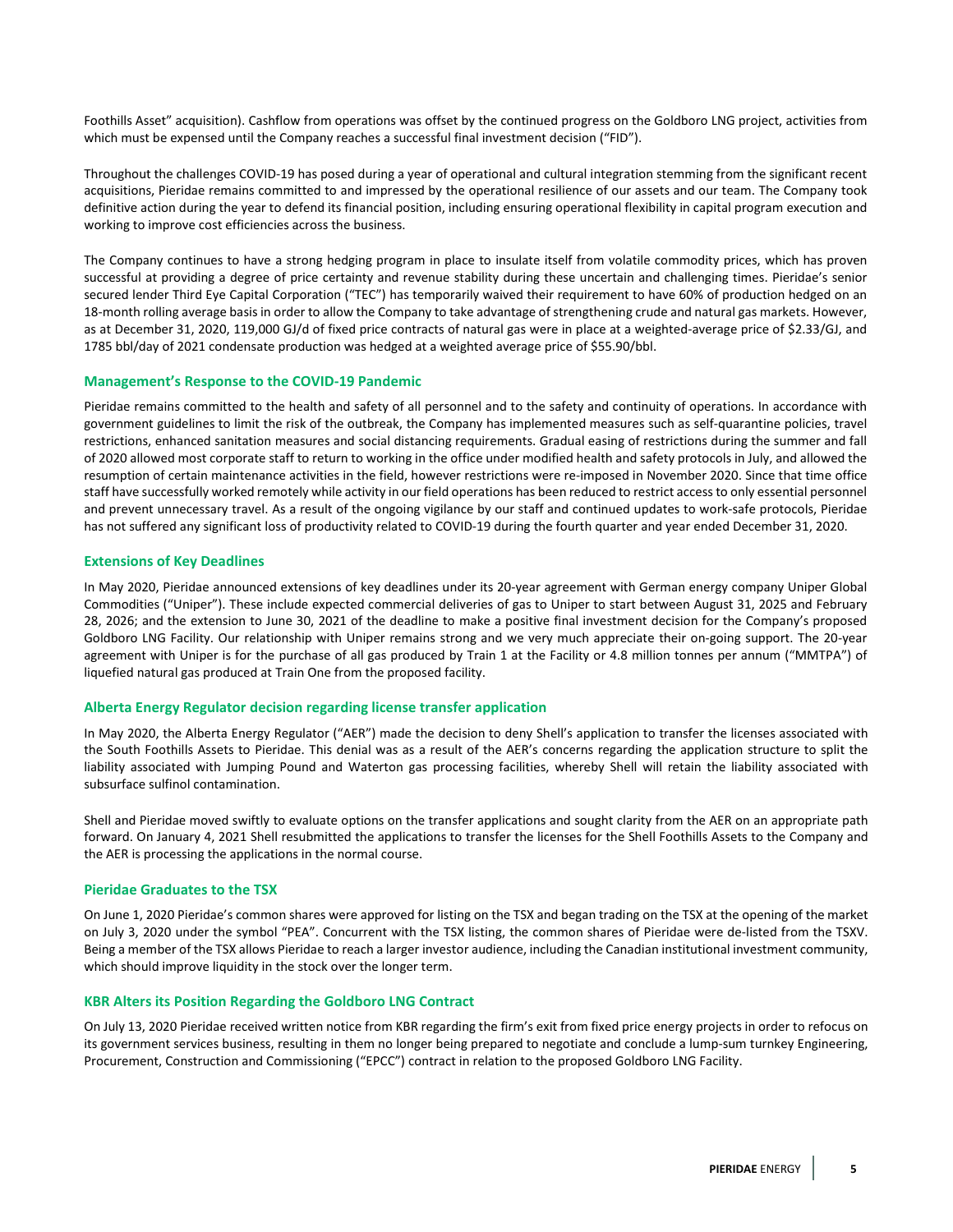Foothills Asset" acquisition). Cashflow from operations was offset by the continued progress on the Goldboro LNG project, activities from which must be expensed until the Company reaches a successful final investment decision ("FID").

Throughout the challenges COVID-19 has posed during a year of operational and cultural integration stemming from the significant recent acquisitions, Pieridae remains committed to and impressed by the operational resilience of our assets and our team. The Company took definitive action during the year to defend its financial position, including ensuring operational flexibility in capital program execution and working to improve cost efficiencies across the business.

The Company continues to have a strong hedging program in place to insulate itself from volatile commodity prices, which has proven successful at providing a degree of price certainty and revenue stability during these uncertain and challenging times. Pieridae's senior secured lender Third Eye Capital Corporation ("TEC") has temporarily waived their requirement to have 60% of production hedged on an 18-month rolling average basis in order to allow the Company to take advantage of strengthening crude and natural gas markets. However, as at December 31, 2020, 119,000 GJ/d of fixed price contracts of natural gas were in place at a weighted-average price of $2.33/GJ, and 1785 bbl/day of 2021 condensate production was hedged at a weighted average price of $55.90/bbl.

## Management's Response to the COVID-19 Pandemic

Pieridae remains committed to the health and safety of all personnel and to the safety and continuity of operations. In accordance with government guidelines to limit the risk of the outbreak, the Company has implemented measures such as self-quarantine policies, travel restrictions, enhanced sanitation measures and social distancing requirements. Gradual easing of restrictions during the summer and fall of 2020 allowed most corporate staff to return to working in the office under modified health and safety protocols in July, and allowed the resumption of certain maintenance activities in the field, however restrictions were re-imposed in November 2020. Since that time office staff have successfully worked remotely while activity in our field operations has been reduced to restrict access to only essential personnel and prevent unnecessary travel. As a result of the ongoing vigilance by our staff and continued updates to work-safe protocols, Pieridae has not suffered any significant loss of productivity related to COVID-19 during the fourth quarter and year ended December 31, 2020.

## Extensions of Key Deadlines

In May 2020, Pieridae announced extensions of key deadlines under its 20-year agreement with German energy company Uniper Global Commodities ("Uniper"). These include expected commercial deliveries of gas to Uniper to start between August 31, 2025 and February 28, 2026; and the extension to June 30, 2021 of the deadline to make a positive final investment decision for the Company's proposed Goldboro LNG Facility. Our relationship with Uniper remains strong and we very much appreciate their on-going support. The 20-year agreement with Uniper is for the purchase of all gas produced by Train 1 at the Facility or 4.8 million tonnes per annum ("MMTPA") of liquefied natural gas produced at Train One from the proposed facility.

## Alberta Energy Regulator decision regarding license transfer application

In May 2020, the Alberta Energy Regulator ("AER") made the decision to deny Shell's application to transfer the licenses associated with the South Foothills Assets to Pieridae. This denial was as a result of the AER's concerns regarding the application structure to split the liability associated with Jumping Pound and Waterton gas processing facilities, whereby Shell will retain the liability associated with subsurface sulfinol contamination.

Shell and Pieridae moved swiftly to evaluate options on the transfer applications and sought clarity from the AER on an appropriate path forward. On January 4, 2021 Shell resubmitted the applications to transfer the licenses for the Shell Foothills Assets to the Company and the AER is processing the applications in the normal course.

## Pieridae Graduates to the TSX

On June 1, 2020 Pieridae's common shares were approved for listing on the TSX and began trading on the TSX at the opening of the market on July 3, 2020 under the symbol "PEA". Concurrent with the TSX listing, the common shares of Pieridae were de-listed from the TSXV. Being a member of the TSX allows Pieridae to reach a larger investor audience, including the Canadian institutional investment community, which should improve liquidity in the stock over the longer term.

## KBR Alters its Position Regarding the Goldboro LNG Contract

On July 13, 2020 Pieridae received written notice from KBR regarding the firm's exit from fixed price energy projects in order to refocus on its government services business, resulting in them no longer being prepared to negotiate and conclude a lump-sum turnkey Engineering, Procurement, Construction and Commissioning ("EPCC") contract in relation to the proposed Goldboro LNG Facility.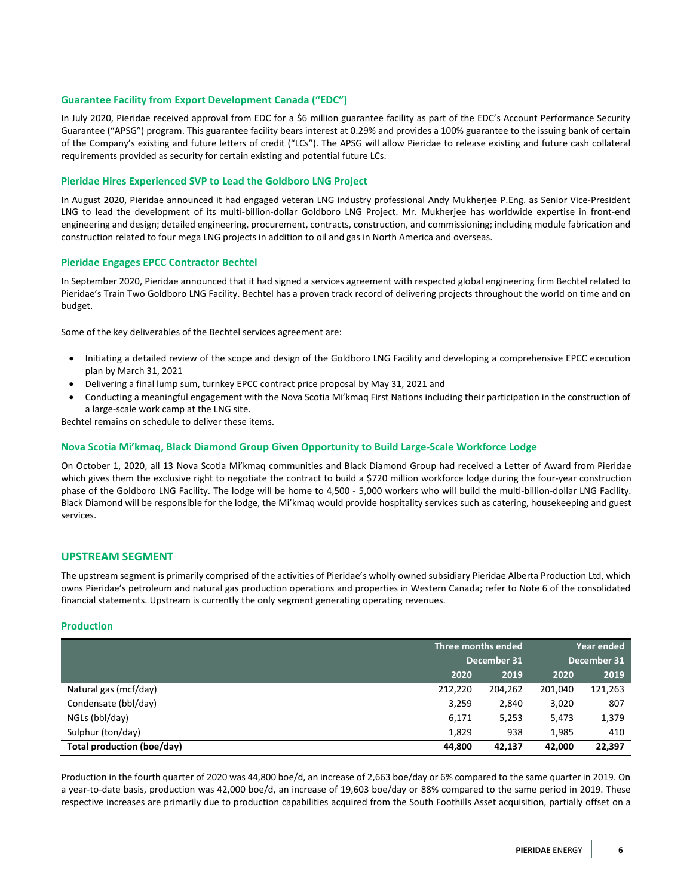### Guarantee Facility from Export Development Canada ("EDC")

In July 2020, Pieridae received approval from EDC for a $6 million guarantee facility as part of the EDC's Account Performance Security Guarantee ("APSG") program. This guarantee facility bears interest at 0.29% and provides a 100% guarantee to the issuing bank of certain of the Company's existing and future letters of credit ("LCs"). The APSG will allow Pieridae to release existing and future cash collateral requirements provided as security for certain existing and potential future LCs.

### Pieridae Hires Experienced SVP to Lead the Goldboro LNG Project

In August 2020, Pieridae announced it had engaged veteran LNG industry professional Andy Mukherjee P.Eng. as Senior Vice-President LNG to lead the development of its multi-billion-dollar Goldboro LNG Project. Mr. Mukherjee has worldwide expertise in front-end engineering and design; detailed engineering, procurement, contracts, construction, and commissioning; including module fabrication and construction related to four mega LNG projects in addition to oil and gas in North America and overseas.

### Pieridae Engages EPCC Contractor Bechtel

In September 2020, Pieridae announced that it had signed a services agreement with respected global engineering firm Bechtel related to Pieridae's Train Two Goldboro LNG Facility. Bechtel has a proven track record of delivering projects throughout the world on time and on budget.

Some of the key deliverables of the Bechtel services agreement are:

- Initiating a detailed review of the scope and design of the Goldboro LNG Facility and developing a comprehensive EPCC execution plan by March 31, 2021
- Delivering a final lump sum, turnkey EPCC contract price proposal by May 31, 2021 and
- Conducting a meaningful engagement with the Nova Scotia Mi'kmaq First Nations including their participation in the construction of a large-scale work camp at the LNG site.

Bechtel remains on schedule to deliver these items.

### Nova Scotia Mi'kmaq, Black Diamond Group Given Opportunity to Build Large-Scale Workforce Lodge

On October 1, 2020, all 13 Nova Scotia Mi'kmaq communities and Black Diamond Group had received a Letter of Award from Pieridae which gives them the exclusive right to negotiate the contract to build a $720 million workforce lodge during the four-year construction phase of the Goldboro LNG Facility. The lodge will be home to 4,500 - 5,000 workers who will build the multi-billion-dollar LNG Facility. Black Diamond will be responsible for the lodge, the Mi'kmaq would provide hospitality services such as catering, housekeeping and guest services.

## UPSTREAM SEGMENT

The upstream segment is primarily comprised of the activities of Pieridae's wholly owned subsidiary Pieridae Alberta Production Ltd, which owns Pieridae's petroleum and natural gas production operations and properties in Western Canada; refer to Note 6 of the consolidated financial statements. Upstream is currently the only segment generating operating revenues.

### Production

| | Three months ended December 31 | | Year ended December 31 | |
|---|---|---|---|---|
| | 2020 | 2019 | 2020 | 2019 |
| Natural gas (mcf/day) | 212,220 | 204,262 | 201,040 | 121,263 |
| Condensate (bbl/day) | 3,259 | 2,840 | 3,020 | 807 |
| NGLs (bbl/day) | 6,171 | 5,253 | 5,473 | 1,379 |
| Sulphur (ton/day) | 1,829 | 938 | 1,985 | 410 |
| **Total production (boe/day)** | **44,800** | **42,137** | **42,000** | **22,397** |

Production in the fourth quarter of 2020 was 44,800 boe/d, an increase of 2,663 boe/day or 6% compared to the same quarter in 2019. On a year-to-date basis, production was 42,000 boe/d, an increase of 19,603 boe/day or 88% compared to the same period in 2019. These respective increases are primarily due to production capabilities acquired from the South Foothills Asset acquisition, partially offset on a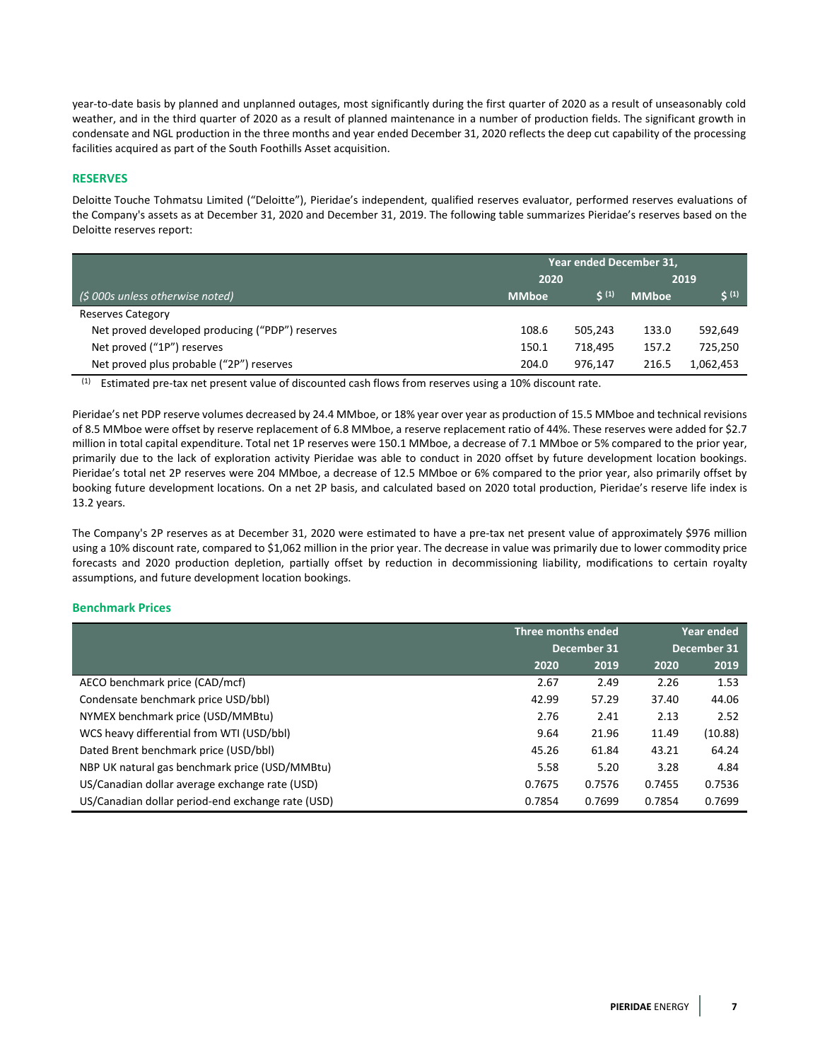year-to-date basis by planned and unplanned outages, most significantly during the first quarter of 2020 as a result of unseasonably cold weather, and in the third quarter of 2020 as a result of planned maintenance in a number of production fields. The significant growth in condensate and NGL production in the three months and year ended December 31, 2020 reflects the deep cut capability of the processing facilities acquired as part of the South Foothills Asset acquisition.

## RESERVES

Deloitte Touche Tohmatsu Limited ("Deloitte"), Pieridae's independent, qualified reserves evaluator, performed reserves evaluations of the Company's assets as at December 31, 2020 and December 31, 2019. The following table summarizes Pieridae's reserves based on the Deloitte reserves report:

| | Year ended December 31, | | | |
|---|---|---|---|---|
| | 2020 | | 2019 | |
| *($ 000s unless otherwise noted)* | MMboe | $ (1) | MMboe | $ (1) |
| Reserves Category | | | | |
| Net proved developed producing ("PDP") reserves | 108.6 | 505,243 | 133.0 | 592,649 |
| Net proved ("1P") reserves | 150.1 | 718,495 | 157.2 | 725,250 |
| Net proved plus probable ("2P") reserves | 204.0 | 976,147 | 216.5 | 1,062,453 |

(1) Estimated pre-tax net present value of discounted cash flows from reserves using a 10% discount rate.

Pieridae's net PDP reserve volumes decreased by 24.4 MMboe, or 18% year over year as production of 15.5 MMboe and technical revisions of 8.5 MMboe were offset by reserve replacement of 6.8 MMboe, a reserve replacement ratio of 44%. These reserves were added for $2.7 million in total capital expenditure. Total net 1P reserves were 150.1 MMboe, a decrease of 7.1 MMboe or 5% compared to the prior year, primarily due to the lack of exploration activity Pieridae was able to conduct in 2020 offset by future development location bookings. Pieridae's total net 2P reserves were 204 MMboe, a decrease of 12.5 MMboe or 6% compared to the prior year, also primarily offset by booking future development locations. On a net 2P basis, and calculated based on 2020 total production, Pieridae's reserve life index is 13.2 years.

The Company's 2P reserves as at December 31, 2020 were estimated to have a pre-tax net present value of approximately $976 million using a 10% discount rate, compared to $1,062 million in the prior year. The decrease in value was primarily due to lower commodity price forecasts and 2020 production depletion, partially offset by reduction in decommissioning liability, modifications to certain royalty assumptions, and future development location bookings.

### Benchmark Prices

| | Three months ended December 31 | | Year ended December 31 | |
|---|---|---|---|---|
| | 2020 | 2019 | 2020 | 2019 |
| AECO benchmark price (CAD/mcf) | 2.67 | 2.49 | 2.26 | 1.53 |
| Condensate benchmark price USD/bbl) | 42.99 | 57.29 | 37.40 | 44.06 |
| NYMEX benchmark price (USD/MMBtu) | 2.76 | 2.41 | 2.13 | 2.52 |
| WCS heavy differential from WTI (USD/bbl) | 9.64 | 21.96 | 11.49 | (10.88) |
| Dated Brent benchmark price (USD/bbl) | 45.26 | 61.84 | 43.21 | 64.24 |
| NBP UK natural gas benchmark price (USD/MMBtu) | 5.58 | 5.20 | 3.28 | 4.84 |
| US/Canadian dollar average exchange rate (USD) | 0.7675 | 0.7576 | 0.7455 | 0.7536 |
| US/Canadian dollar period-end exchange rate (USD) | 0.7854 | 0.7699 | 0.7854 | 0.7699 |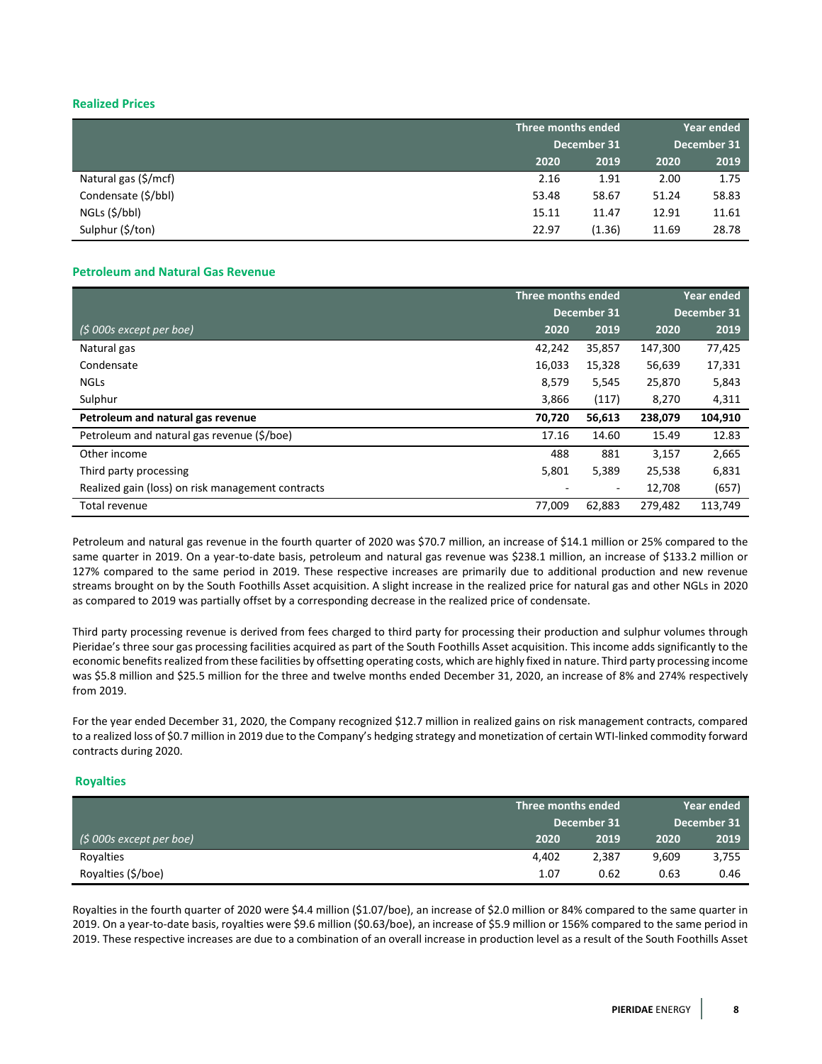## Realized Prices

| | Three months ended December 31 | | Year ended December 31 | |
|---|---|---|---|---|
| | 2020 | 2019 | 2020 | 2019 |
| Natural gas ($/mcf) | 2.16 | 1.91 | 2.00 | 1.75 |
| Condensate ($/bbl) | 53.48 | 58.67 | 51.24 | 58.83 |
| NGLs ($/bbl) | 15.11 | 11.47 | 12.91 | 11.61 |
| Sulphur ($/ton) | 22.97 | (1.36) | 11.69 | 28.78 |

## Petroleum and Natural Gas Revenue

| | Three months ended December 31 | | Year ended December 31 | |
|---|---|---|---|---|
| *($ 000s except per boe)* | 2020 | 2019 | 2020 | 2019 |
| Natural gas | 42,242 | 35,857 | 147,300 | 77,425 |
| Condensate | 16,033 | 15,328 | 56,639 | 17,331 |
| NGLs | 8,579 | 5,545 | 25,870 | 5,843 |
| Sulphur | 3,866 | (117) | 8,270 | 4,311 |
| **Petroleum and natural gas revenue** | **70,720** | **56,613** | **238,079** | **104,910** |
| Petroleum and natural gas revenue ($/boe) | 17.16 | 14.60 | 15.49 | 12.83 |
| Other income | 488 | 881 | 3,157 | 2,665 |
| Third party processing | 5,801 | 5,389 | 25,538 | 6,831 |
| Realized gain (loss) on risk management contracts | - | - | 12,708 | (657) |
| Total revenue | 77,009 | 62,883 | 279,482 | 113,749 |

Petroleum and natural gas revenue in the fourth quarter of 2020 was $70.7 million, an increase of $14.1 million or 25% compared to the same quarter in 2019. On a year-to-date basis, petroleum and natural gas revenue was $238.1 million, an increase of $133.2 million or 127% compared to the same period in 2019. These respective increases are primarily due to additional production and new revenue streams brought on by the South Foothills Asset acquisition. A slight increase in the realized price for natural gas and other NGLs in 2020 as compared to 2019 was partially offset by a corresponding decrease in the realized price of condensate.

Third party processing revenue is derived from fees charged to third party for processing their production and sulphur volumes through Pieridae's three sour gas processing facilities acquired as part of the South Foothills Asset acquisition. This income adds significantly to the economic benefits realized from these facilities by offsetting operating costs, which are highly fixed in nature. Third party processing income was $5.8 million and $25.5 million for the three and twelve months ended December 31, 2020, an increase of 8% and 274% respectively from 2019.

For the year ended December 31, 2020, the Company recognized $12.7 million in realized gains on risk management contracts, compared to a realized loss of $0.7 million in 2019 due to the Company's hedging strategy and monetization of certain WTI-linked commodity forward contracts during 2020.

## Royalties

| | Three months ended December 31 | | Year ended December 31 | |
|---|---|---|---|---|
| *($ 000s except per boe)* | 2020 | 2019 | 2020 | 2019 |
| Royalties | 4,402 | 2,387 | 9,609 | 3,755 |
| Royalties ($/boe) | 1.07 | 0.62 | 0.63 | 0.46 |

Royalties in the fourth quarter of 2020 were $4.4 million ($1.07/boe), an increase of $2.0 million or 84% compared to the same quarter in 2019. On a year-to-date basis, royalties were $9.6 million ($0.63/boe), an increase of $5.9 million or 156% compared to the same period in 2019. These respective increases are due to a combination of an overall increase in production level as a result of the South Foothills Asset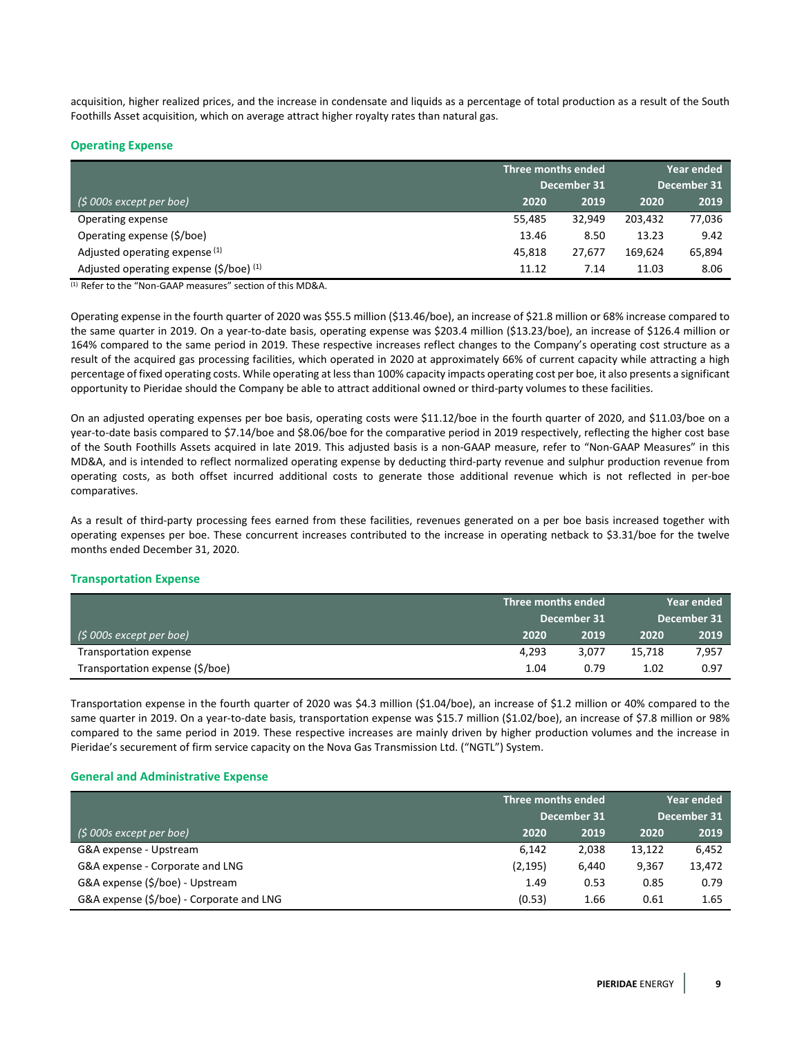acquisition, higher realized prices, and the increase in condensate and liquids as a percentage of total production as a result of the South Foothills Asset acquisition, which on average attract higher royalty rates than natural gas.

## Operating Expense

| | Three months ended | | Year ended | |
|---|---|---|---|---|
| | December 31 | | December 31 | |
| *($ 000s except per boe)* | 2020 | 2019 | 2020 | 2019 |
| Operating expense | 55,485 | 32,949 | 203,432 | 77,036 |
| Operating expense ($/boe) | 13.46 | 8.50 | 13.23 | 9.42 |
| Adjusted operating expense (1) | 45,818 | 27,677 | 169,624 | 65,894 |
| Adjusted operating expense ($/boe) (1) | 11.12 | 7.14 | 11.03 | 8.06 |

(1) Refer to the "Non-GAAP measures" section of this MD&A.

Operating expense in the fourth quarter of 2020 was $55.5 million ($13.46/boe), an increase of $21.8 million or 68% increase compared to the same quarter in 2019. On a year-to-date basis, operating expense was $203.4 million ($13.23/boe), an increase of $126.4 million or 164% compared to the same period in 2019. These respective increases reflect changes to the Company's operating cost structure as a result of the acquired gas processing facilities, which operated in 2020 at approximately 66% of current capacity while attracting a high percentage of fixed operating costs. While operating at less than 100% capacity impacts operating cost per boe, it also presents a significant opportunity to Pieridae should the Company be able to attract additional owned or third-party volumes to these facilities.

On an adjusted operating expenses per boe basis, operating costs were $11.12/boe in the fourth quarter of 2020, and $11.03/boe on a year-to-date basis compared to $7.14/boe and $8.06/boe for the comparative period in 2019 respectively, reflecting the higher cost base of the South Foothills Assets acquired in late 2019. This adjusted basis is a non-GAAP measure, refer to "Non-GAAP Measures" in this MD&A, and is intended to reflect normalized operating expense by deducting third-party revenue and sulphur production revenue from operating costs, as both offset incurred additional costs to generate those additional revenue which is not reflected in per-boe comparatives.

As a result of third-party processing fees earned from these facilities, revenues generated on a per boe basis increased together with operating expenses per boe. These concurrent increases contributed to the increase in operating netback to $3.31/boe for the twelve months ended December 31, 2020.

## Transportation Expense

| | Three months ended | | Year ended | |
|---|---|---|---|---|
| | December 31 | | December 31 | |
| *($ 000s except per boe)* | 2020 | 2019 | 2020 | 2019 |
| Transportation expense | 4,293 | 3,077 | 15,718 | 7,957 |
| Transportation expense ($/boe) | 1.04 | 0.79 | 1.02 | 0.97 |

Transportation expense in the fourth quarter of 2020 was $4.3 million ($1.04/boe), an increase of $1.2 million or 40% compared to the same quarter in 2019. On a year-to-date basis, transportation expense was $15.7 million ($1.02/boe), an increase of $7.8 million or 98% compared to the same period in 2019. These respective increases are mainly driven by higher production volumes and the increase in Pieridae's securement of firm service capacity on the Nova Gas Transmission Ltd. ("NGTL") System.

## General and Administrative Expense

| | Three months ended | | Year ended | |
|---|---|---|---|---|
| | December 31 | | December 31 | |
| *($ 000s except per boe)* | 2020 | 2019 | 2020 | 2019 |
| G&A expense - Upstream | 6,142 | 2,038 | 13,122 | 6,452 |
| G&A expense - Corporate and LNG | (2,195) | 6,440 | 9,367 | 13,472 |
| G&A expense ($/boe) - Upstream | 1.49 | 0.53 | 0.85 | 0.79 |
| G&A expense ($/boe) - Corporate and LNG | (0.53) | 1.66 | 0.61 | 1.65 |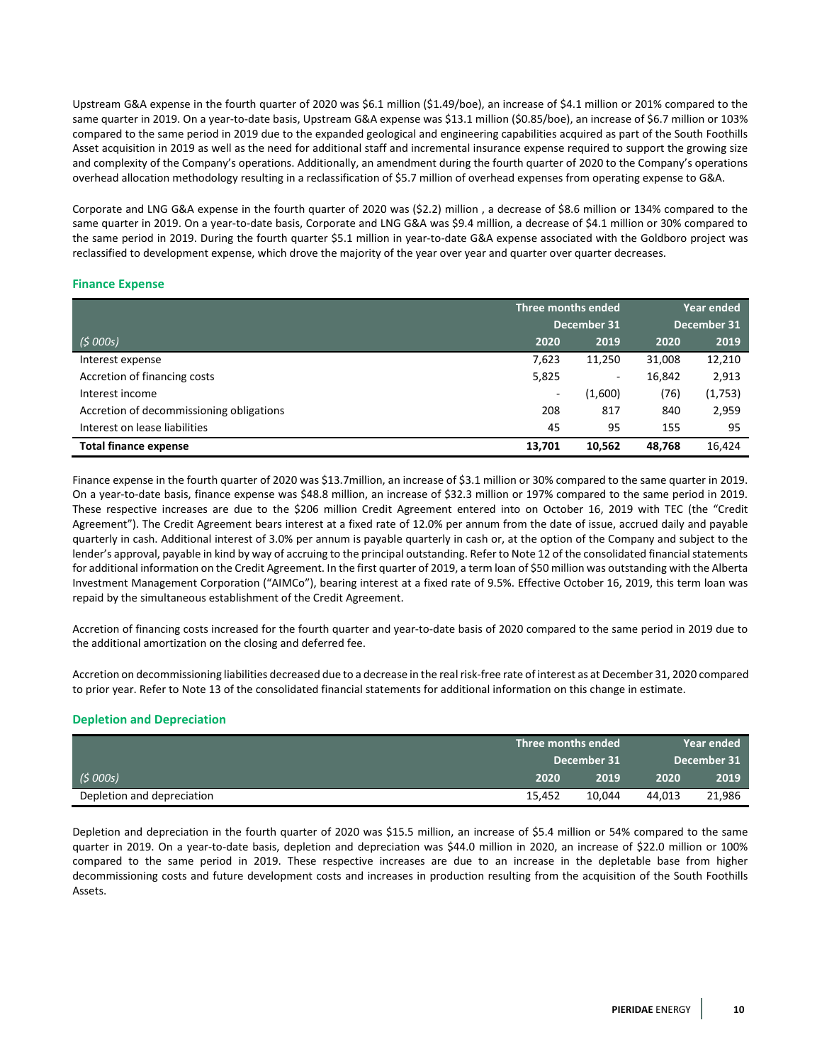Upstream G&A expense in the fourth quarter of 2020 was $6.1 million ($1.49/boe), an increase of $4.1 million or 201% compared to the same quarter in 2019. On a year-to-date basis, Upstream G&A expense was $13.1 million ($0.85/boe), an increase of $6.7 million or 103% compared to the same period in 2019 due to the expanded geological and engineering capabilities acquired as part of the South Foothills Asset acquisition in 2019 as well as the need for additional staff and incremental insurance expense required to support the growing size and complexity of the Company's operations. Additionally, an amendment during the fourth quarter of 2020 to the Company's operations overhead allocation methodology resulting in a reclassification of $5.7 million of overhead expenses from operating expense to G&A.

Corporate and LNG G&A expense in the fourth quarter of 2020 was ($2.2) million , a decrease of $8.6 million or 134% compared to the same quarter in 2019. On a year-to-date basis, Corporate and LNG G&A was $9.4 million, a decrease of $4.1 million or 30% compared to the same period in 2019. During the fourth quarter $5.1 million in year-to-date G&A expense associated with the Goldboro project was reclassified to development expense, which drove the majority of the year over year and quarter over quarter decreases.

### Finance Expense

| | Three months ended December 31 | | Year ended December 31 | |
|---|---|---|---|---|
| *($ 000s)* | 2020 | 2019 | 2020 | 2019 |
| Interest expense | 7,623 | 11,250 | 31,008 | 12,210 |
| Accretion of financing costs | 5,825 | - | 16,842 | 2,913 |
| Interest income | - | (1,600) | (76) | (1,753) |
| Accretion of decommissioning obligations | 208 | 817 | 840 | 2,959 |
| Interest on lease liabilities | 45 | 95 | 155 | 95 |
| **Total finance expense** | **13,701** | **10,562** | **48,768** | 16,424 |

Finance expense in the fourth quarter of 2020 was $13.7million, an increase of $3.1 million or 30% compared to the same quarter in 2019. On a year-to-date basis, finance expense was $48.8 million, an increase of $32.3 million or 197% compared to the same period in 2019. These respective increases are due to the $206 million Credit Agreement entered into on October 16, 2019 with TEC (the "Credit Agreement"). The Credit Agreement bears interest at a fixed rate of 12.0% per annum from the date of issue, accrued daily and payable quarterly in cash. Additional interest of 3.0% per annum is payable quarterly in cash or, at the option of the Company and subject to the lender's approval, payable in kind by way of accruing to the principal outstanding. Refer to Note 12 of the consolidated financial statements for additional information on the Credit Agreement. In the first quarter of 2019, a term loan of $50 million was outstanding with the Alberta Investment Management Corporation ("AIMCo"), bearing interest at a fixed rate of 9.5%. Effective October 16, 2019, this term loan was repaid by the simultaneous establishment of the Credit Agreement.

Accretion of financing costs increased for the fourth quarter and year-to-date basis of 2020 compared to the same period in 2019 due to the additional amortization on the closing and deferred fee.

Accretion on decommissioning liabilities decreased due to a decrease in the real risk-free rate of interest as at December 31, 2020 compared to prior year. Refer to Note 13 of the consolidated financial statements for additional information on this change in estimate.

### Depletion and Depreciation

| | Three months ended December 31 | | Year ended December 31 | |
|---|---|---|---|---|
| *($ 000s)* | 2020 | 2019 | 2020 | 2019 |
| Depletion and depreciation | 15,452 | 10,044 | 44,013 | 21,986 |

Depletion and depreciation in the fourth quarter of 2020 was $15.5 million, an increase of $5.4 million or 54% compared to the same quarter in 2019. On a year-to-date basis, depletion and depreciation was $44.0 million in 2020, an increase of $22.0 million or 100% compared to the same period in 2019. These respective increases are due to an increase in the depletable base from higher decommissioning costs and future development costs and increases in production resulting from the acquisition of the South Foothills Assets.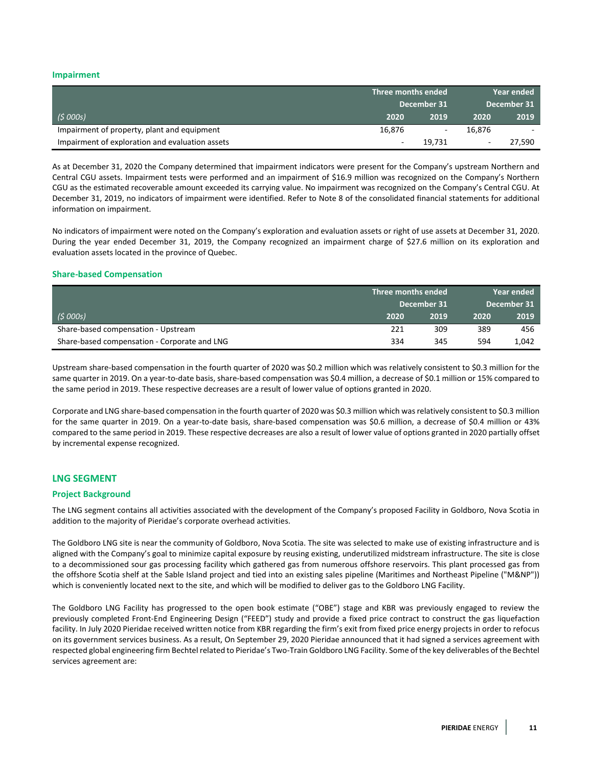### Impairment

| ($ 000s) | Three months ended December 31 2020 | Three months ended December 31 2019 | Year ended December 31 2020 | Year ended December 31 2019 |
|---|---|---|---|---|
| Impairment of property, plant and equipment | 16,876 | - | 16,876 | - |
| Impairment of exploration and evaluation assets | - | 19,731 | - | 27,590 |

As at December 31, 2020 the Company determined that impairment indicators were present for the Company's upstream Northern and Central CGU assets. Impairment tests were performed and an impairment of $16.9 million was recognized on the Company's Northern CGU as the estimated recoverable amount exceeded its carrying value. No impairment was recognized on the Company's Central CGU. At December 31, 2019, no indicators of impairment were identified. Refer to Note 8 of the consolidated financial statements for additional information on impairment.

No indicators of impairment were noted on the Company's exploration and evaluation assets or right of use assets at December 31, 2020. During the year ended December 31, 2019, the Company recognized an impairment charge of $27.6 million on its exploration and evaluation assets located in the province of Quebec.

### Share-based Compensation

| ($ 000s) | Three months ended December 31 2020 | Three months ended December 31 2019 | Year ended December 31 2020 | Year ended December 31 2019 |
|---|---|---|---|---|
| Share-based compensation - Upstream | 221 | 309 | 389 | 456 |
| Share-based compensation - Corporate and LNG | 334 | 345 | 594 | 1,042 |

Upstream share-based compensation in the fourth quarter of 2020 was $0.2 million which was relatively consistent to $0.3 million for the same quarter in 2019. On a year-to-date basis, share-based compensation was $0.4 million, a decrease of $0.1 million or 15% compared to the same period in 2019. These respective decreases are a result of lower value of options granted in 2020.

Corporate and LNG share-based compensation in the fourth quarter of 2020 was $0.3 million which was relatively consistent to $0.3 million for the same quarter in 2019. On a year-to-date basis, share-based compensation was $0.6 million, a decrease of $0.4 million or 43% compared to the same period in 2019. These respective decreases are also a result of lower value of options granted in 2020 partially offset by incremental expense recognized.

## LNG SEGMENT

### Project Background

The LNG segment contains all activities associated with the development of the Company's proposed Facility in Goldboro, Nova Scotia in addition to the majority of Pieridae's corporate overhead activities.

The Goldboro LNG site is near the community of Goldboro, Nova Scotia. The site was selected to make use of existing infrastructure and is aligned with the Company's goal to minimize capital exposure by reusing existing, underutilized midstream infrastructure. The site is close to a decommissioned sour gas processing facility which gathered gas from numerous offshore reservoirs. This plant processed gas from the offshore Scotia shelf at the Sable Island project and tied into an existing sales pipeline (Maritimes and Northeast Pipeline ("M&NP")) which is conveniently located next to the site, and which will be modified to deliver gas to the Goldboro LNG Facility.

The Goldboro LNG Facility has progressed to the open book estimate ("OBE") stage and KBR was previously engaged to review the previously completed Front-End Engineering Design ("FEED") study and provide a fixed price contract to construct the gas liquefaction facility. In July 2020 Pieridae received written notice from KBR regarding the firm's exit from fixed price energy projects in order to refocus on its government services business. As a result, On September 29, 2020 Pieridae announced that it had signed a services agreement with respected global engineering firm Bechtel related to Pieridae's Two-Train Goldboro LNG Facility. Some of the key deliverables of the Bechtel services agreement are: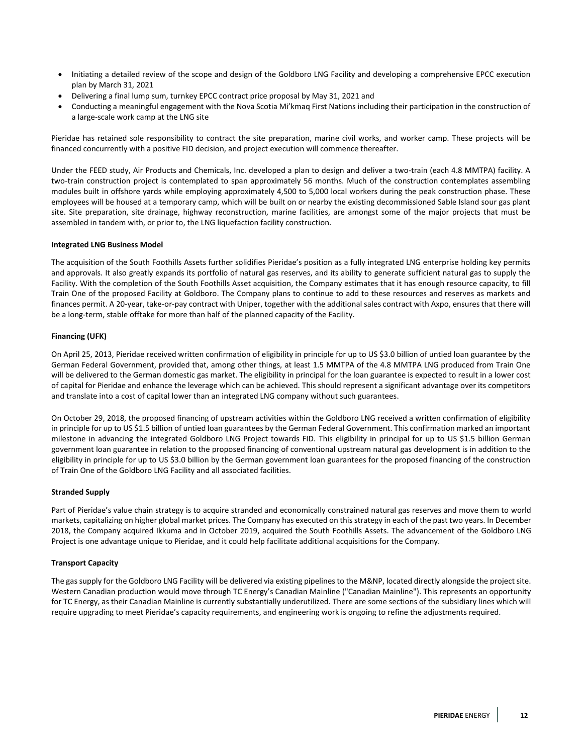- Initiating a detailed review of the scope and design of the Goldboro LNG Facility and developing a comprehensive EPCC execution plan by March 31, 2021
- Delivering a final lump sum, turnkey EPCC contract price proposal by May 31, 2021 and
- Conducting a meaningful engagement with the Nova Scotia Mi'kmaq First Nations including their participation in the construction of a large-scale work camp at the LNG site

Pieridae has retained sole responsibility to contract the site preparation, marine civil works, and worker camp. These projects will be financed concurrently with a positive FID decision, and project execution will commence thereafter.

Under the FEED study, Air Products and Chemicals, Inc. developed a plan to design and deliver a two-train (each 4.8 MMTPA) facility. A two-train construction project is contemplated to span approximately 56 months. Much of the construction contemplates assembling modules built in offshore yards while employing approximately 4,500 to 5,000 local workers during the peak construction phase. These employees will be housed at a temporary camp, which will be built on or nearby the existing decommissioned Sable Island sour gas plant site. Site preparation, site drainage, highway reconstruction, marine facilities, are amongst some of the major projects that must be assembled in tandem with, or prior to, the LNG liquefaction facility construction.

**Integrated LNG Business Model**

The acquisition of the South Foothills Assets further solidifies Pieridae's position as a fully integrated LNG enterprise holding key permits and approvals. It also greatly expands its portfolio of natural gas reserves, and its ability to generate sufficient natural gas to supply the Facility. With the completion of the South Foothills Asset acquisition, the Company estimates that it has enough resource capacity, to fill Train One of the proposed Facility at Goldboro. The Company plans to continue to add to these resources and reserves as markets and finances permit. A 20-year, take-or-pay contract with Uniper, together with the additional sales contract with Axpo, ensures that there will be a long-term, stable offtake for more than half of the planned capacity of the Facility.

**Financing (UFK)**

On April 25, 2013, Pieridae received written confirmation of eligibility in principle for up to US $3.0 billion of untied loan guarantee by the German Federal Government, provided that, among other things, at least 1.5 MMTPA of the 4.8 MMTPA LNG produced from Train One will be delivered to the German domestic gas market. The eligibility in principal for the loan guarantee is expected to result in a lower cost of capital for Pieridae and enhance the leverage which can be achieved. This should represent a significant advantage over its competitors and translate into a cost of capital lower than an integrated LNG company without such guarantees.

On October 29, 2018, the proposed financing of upstream activities within the Goldboro LNG received a written confirmation of eligibility in principle for up to US $1.5 billion of untied loan guarantees by the German Federal Government. This confirmation marked an important milestone in advancing the integrated Goldboro LNG Project towards FID. This eligibility in principal for up to US $1.5 billion German government loan guarantee in relation to the proposed financing of conventional upstream natural gas development is in addition to the eligibility in principle for up to US $3.0 billion by the German government loan guarantees for the proposed financing of the construction of Train One of the Goldboro LNG Facility and all associated facilities.

**Stranded Supply**

Part of Pieridae's value chain strategy is to acquire stranded and economically constrained natural gas reserves and move them to world markets, capitalizing on higher global market prices. The Company has executed on this strategy in each of the past two years. In December 2018, the Company acquired Ikkuma and in October 2019, acquired the South Foothills Assets. The advancement of the Goldboro LNG Project is one advantage unique to Pieridae, and it could help facilitate additional acquisitions for the Company.

**Transport Capacity**

The gas supply for the Goldboro LNG Facility will be delivered via existing pipelines to the M&NP, located directly alongside the project site. Western Canadian production would move through TC Energy's Canadian Mainline ("Canadian Mainline"). This represents an opportunity for TC Energy, as their Canadian Mainline is currently substantially underutilized. There are some sections of the subsidiary lines which will require upgrading to meet Pieridae's capacity requirements, and engineering work is ongoing to refine the adjustments required.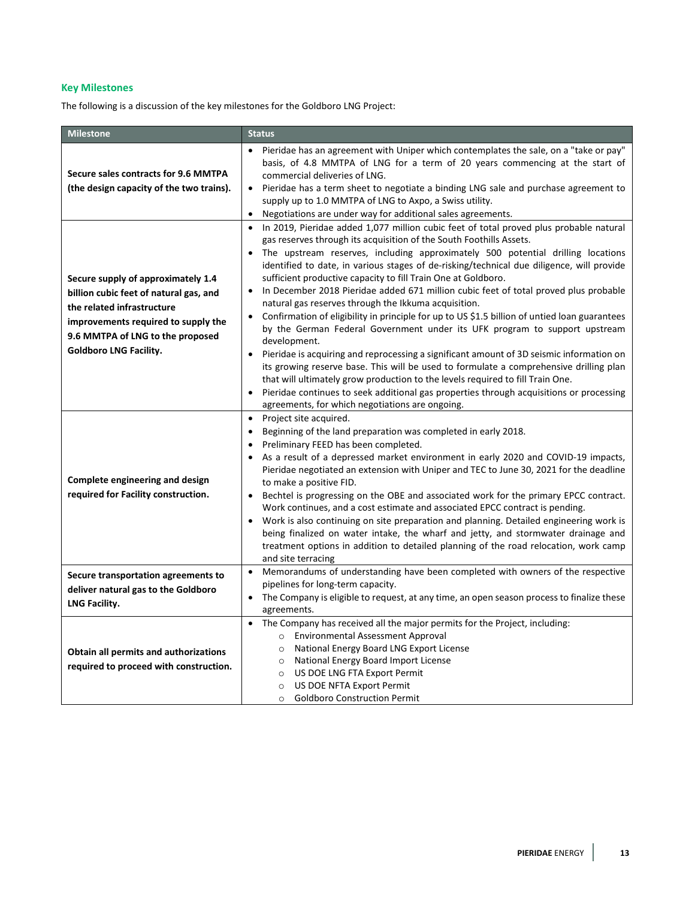### Key Milestones

The following is a discussion of the key milestones for the Goldboro LNG Project:

| Milestone | Status |
|---|---|
| **Secure sales contracts for 9.6 MMTPA (the design capacity of the two trains).** | • Pieridae has an agreement with Uniper which contemplates the sale, on a "take or pay" basis, of 4.8 MMTPA of LNG for a term of 20 years commencing at the start of commercial deliveries of LNG.<br>• Pieridae has a term sheet to negotiate a binding LNG sale and purchase agreement to supply up to 1.0 MMTPA of LNG to Axpo, a Swiss utility.<br>• Negotiations are under way for additional sales agreements. |
| **Secure supply of approximately 1.4 billion cubic feet of natural gas, and the related infrastructure improvements required to supply the 9.6 MMTPA of LNG to the proposed Goldboro LNG Facility.** | • In 2019, Pieridae added 1,077 million cubic feet of total proved plus probable natural gas reserves through its acquisition of the South Foothills Assets.<br>• The upstream reserves, including approximately 500 potential drilling locations identified to date, in various stages of de-risking/technical due diligence, will provide sufficient productive capacity to fill Train One at Goldboro.<br>• In December 2018 Pieridae added 671 million cubic feet of total proved plus probable natural gas reserves through the Ikkuma acquisition.<br>• Confirmation of eligibility in principle for up to US $1.5 billion of untied loan guarantees by the German Federal Government under its UFK program to support upstream development.<br>• Pieridae is acquiring and reprocessing a significant amount of 3D seismic information on its growing reserve base. This will be used to formulate a comprehensive drilling plan that will ultimately grow production to the levels required to fill Train One.<br>• Pieridae continues to seek additional gas properties through acquisitions or processing agreements, for which negotiations are ongoing. |
| **Complete engineering and design required for Facility construction.** | • Project site acquired.<br>• Beginning of the land preparation was completed in early 2018.<br>• Preliminary FEED has been completed.<br>• As a result of a depressed market environment in early 2020 and COVID-19 impacts, Pieridae negotiated an extension with Uniper and TEC to June 30, 2021 for the deadline to make a positive FID.<br>• Bechtel is progressing on the OBE and associated work for the primary EPCC contract. Work continues, and a cost estimate and associated EPCC contract is pending.<br>• Work is also continuing on site preparation and planning. Detailed engineering work is being finalized on water intake, the wharf and jetty, and stormwater drainage and treatment options in addition to detailed planning of the road relocation, work camp and site terracing |
| **Secure transportation agreements to deliver natural gas to the Goldboro LNG Facility.** | • Memorandums of understanding have been completed with owners of the respective pipelines for long-term capacity.<br>• The Company is eligible to request, at any time, an open season process to finalize these agreements. |
| **Obtain all permits and authorizations required to proceed with construction.** | • The Company has received all the major permits for the Project, including:<br>&nbsp;&nbsp;&nbsp;&nbsp;o Environmental Assessment Approval<br>&nbsp;&nbsp;&nbsp;&nbsp;o National Energy Board LNG Export License<br>&nbsp;&nbsp;&nbsp;&nbsp;o National Energy Board Import License<br>&nbsp;&nbsp;&nbsp;&nbsp;o US DOE LNG FTA Export Permit<br>&nbsp;&nbsp;&nbsp;&nbsp;o US DOE NFTA Export Permit<br>&nbsp;&nbsp;&nbsp;&nbsp;o Goldboro Construction Permit |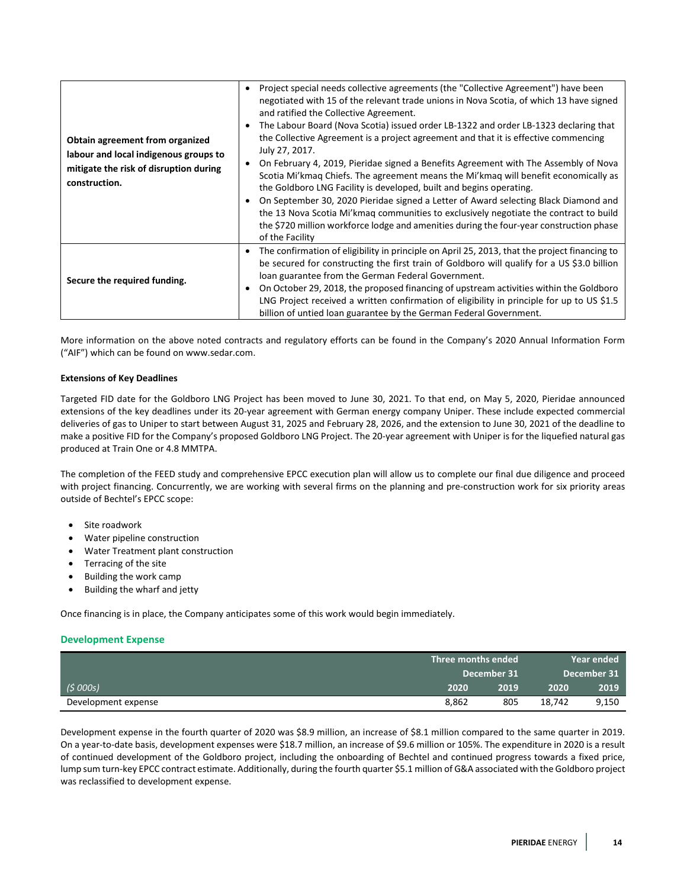| | |
|---|---|
| **Obtain agreement from organized labour and local indigenous groups to mitigate the risk of disruption during construction.** | • Project special needs collective agreements (the "Collective Agreement") have been negotiated with 15 of the relevant trade unions in Nova Scotia, of which 13 have signed and ratified the Collective Agreement.<br>• The Labour Board (Nova Scotia) issued order LB-1322 and order LB-1323 declaring that the Collective Agreement is a project agreement and that it is effective commencing July 27, 2017.<br>• On February 4, 2019, Pieridae signed a Benefits Agreement with The Assembly of Nova Scotia Mi'kmaq Chiefs. The agreement means the Mi'kmaq will benefit economically as the Goldboro LNG Facility is developed, built and begins operating.<br>• On September 30, 2020 Pieridae signed a Letter of Award selecting Black Diamond and the 13 Nova Scotia Mi'kmaq communities to exclusively negotiate the contract to build the $720 million workforce lodge and amenities during the four-year construction phase of the Facility |
| **Secure the required funding.** | • The confirmation of eligibility in principle on April 25, 2013, that the project financing to be secured for constructing the first train of Goldboro will qualify for a US $3.0 billion loan guarantee from the German Federal Government.<br>• On October 29, 2018, the proposed financing of upstream activities within the Goldboro LNG Project received a written confirmation of eligibility in principle for up to US $1.5 billion of untied loan guarantee by the German Federal Government. |

More information on the above noted contracts and regulatory efforts can be found in the Company's 2020 Annual Information Form ("AIF") which can be found on www.sedar.com.

**Extensions of Key Deadlines**

Targeted FID date for the Goldboro LNG Project has been moved to June 30, 2021. To that end, on May 5, 2020, Pieridae announced extensions of the key deadlines under its 20-year agreement with German energy company Uniper. These include expected commercial deliveries of gas to Uniper to start between August 31, 2025 and February 28, 2026, and the extension to June 30, 2021 of the deadline to make a positive FID for the Company's proposed Goldboro LNG Project. The 20-year agreement with Uniper is for the liquefied natural gas produced at Train One or 4.8 MMTPA.

The completion of the FEED study and comprehensive EPCC execution plan will allow us to complete our final due diligence and proceed with project financing. Concurrently, we are working with several firms on the planning and pre-construction work for six priority areas outside of Bechtel's EPCC scope:

- Site roadwork
- Water pipeline construction
- Water Treatment plant construction
- Terracing of the site
- Building the work camp
- Building the wharf and jetty

Once financing is in place, the Company anticipates some of this work would begin immediately.

## Development Expense

| | Three months ended December 31 | | Year ended December 31 | |
|---|---|---|---|---|
| *($ 000s)* | 2020 | 2019 | 2020 | 2019 |
| Development expense | 8,862 | 805 | 18,742 | 9,150 |

Development expense in the fourth quarter of 2020 was $8.9 million, an increase of $8.1 million compared to the same quarter in 2019. On a year-to-date basis, development expenses were $18.7 million, an increase of $9.6 million or 105%. The expenditure in 2020 is a result of continued development of the Goldboro project, including the onboarding of Bechtel and continued progress towards a fixed price, lump sum turn-key EPCC contract estimate. Additionally, during the fourth quarter $5.1 million of G&A associated with the Goldboro project was reclassified to development expense.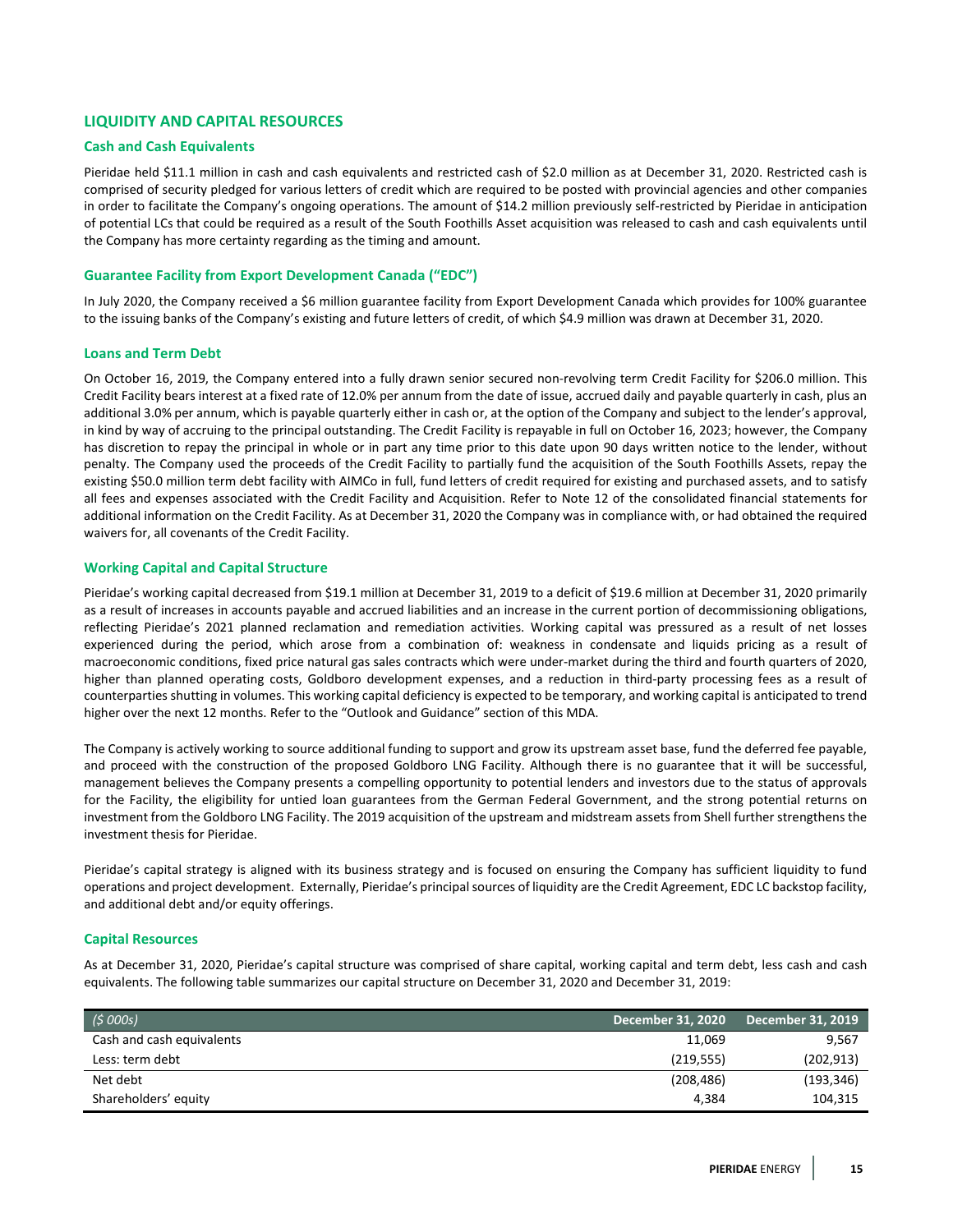## LIQUIDITY AND CAPITAL RESOURCES

### Cash and Cash Equivalents

Pieridae held $11.1 million in cash and cash equivalents and restricted cash of $2.0 million as at December 31, 2020. Restricted cash is comprised of security pledged for various letters of credit which are required to be posted with provincial agencies and other companies in order to facilitate the Company's ongoing operations. The amount of $14.2 million previously self-restricted by Pieridae in anticipation of potential LCs that could be required as a result of the South Foothills Asset acquisition was released to cash and cash equivalents until the Company has more certainty regarding as the timing and amount.

### Guarantee Facility from Export Development Canada ("EDC")

In July 2020, the Company received a $6 million guarantee facility from Export Development Canada which provides for 100% guarantee to the issuing banks of the Company's existing and future letters of credit, of which $4.9 million was drawn at December 31, 2020.

### Loans and Term Debt

On October 16, 2019, the Company entered into a fully drawn senior secured non-revolving term Credit Facility for $206.0 million. This Credit Facility bears interest at a fixed rate of 12.0% per annum from the date of issue, accrued daily and payable quarterly in cash, plus an additional 3.0% per annum, which is payable quarterly either in cash or, at the option of the Company and subject to the lender's approval, in kind by way of accruing to the principal outstanding. The Credit Facility is repayable in full on October 16, 2023; however, the Company has discretion to repay the principal in whole or in part any time prior to this date upon 90 days written notice to the lender, without penalty. The Company used the proceeds of the Credit Facility to partially fund the acquisition of the South Foothills Assets, repay the existing $50.0 million term debt facility with AIMCo in full, fund letters of credit required for existing and purchased assets, and to satisfy all fees and expenses associated with the Credit Facility and Acquisition. Refer to Note 12 of the consolidated financial statements for additional information on the Credit Facility. As at December 31, 2020 the Company was in compliance with, or had obtained the required waivers for, all covenants of the Credit Facility.

### Working Capital and Capital Structure

Pieridae's working capital decreased from $19.1 million at December 31, 2019 to a deficit of $19.6 million at December 31, 2020 primarily as a result of increases in accounts payable and accrued liabilities and an increase in the current portion of decommissioning obligations, reflecting Pieridae's 2021 planned reclamation and remediation activities. Working capital was pressured as a result of net losses experienced during the period, which arose from a combination of: weakness in condensate and liquids pricing as a result of macroeconomic conditions, fixed price natural gas sales contracts which were under-market during the third and fourth quarters of 2020, higher than planned operating costs, Goldboro development expenses, and a reduction in third-party processing fees as a result of counterparties shutting in volumes. This working capital deficiency is expected to be temporary, and working capital is anticipated to trend higher over the next 12 months. Refer to the "Outlook and Guidance" section of this MDA.

The Company is actively working to source additional funding to support and grow its upstream asset base, fund the deferred fee payable, and proceed with the construction of the proposed Goldboro LNG Facility. Although there is no guarantee that it will be successful, management believes the Company presents a compelling opportunity to potential lenders and investors due to the status of approvals for the Facility, the eligibility for untied loan guarantees from the German Federal Government, and the strong potential returns on investment from the Goldboro LNG Facility. The 2019 acquisition of the upstream and midstream assets from Shell further strengthens the investment thesis for Pieridae.

Pieridae's capital strategy is aligned with its business strategy and is focused on ensuring the Company has sufficient liquidity to fund operations and project development. Externally, Pieridae's principal sources of liquidity are the Credit Agreement, EDC LC backstop facility, and additional debt and/or equity offerings.

### Capital Resources

As at December 31, 2020, Pieridae's capital structure was comprised of share capital, working capital and term debt, less cash and cash equivalents. The following table summarizes our capital structure on December 31, 2020 and December 31, 2019:

| *($ 000s)* | December 31, 2020 | December 31, 2019 |
|---|---|---|
| Cash and cash equivalents | 11,069 | 9,567 |
| Less: term debt | (219,555) | (202,913) |
| Net debt | (208,486) | (193,346) |
| Shareholders' equity | 4,384 | 104,315 |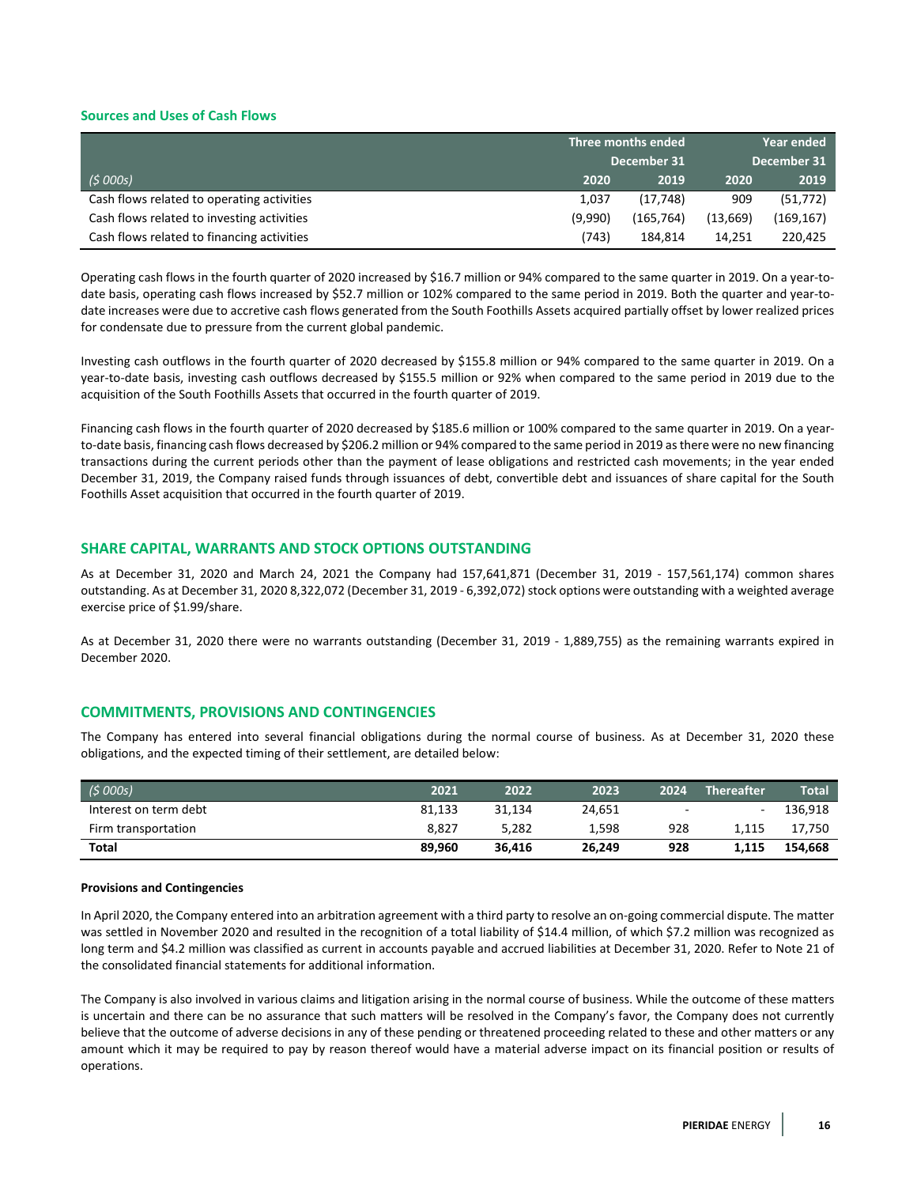### Sources and Uses of Cash Flows

| | Three months ended | | Year ended | |
|---|---|---|---|---|
| | December 31 | | December 31 | |
| *($ 000s)* | 2020 | 2019 | 2020 | 2019 |
| Cash flows related to operating activities | 1,037 | (17,748) | 909 | (51,772) |
| Cash flows related to investing activities | (9,990) | (165,764) | (13,669) | (169,167) |
| Cash flows related to financing activities | (743) | 184,814 | 14,251 | 220,425 |

Operating cash flows in the fourth quarter of 2020 increased by $16.7 million or 94% compared to the same quarter in 2019. On a year-to-date basis, operating cash flows increased by $52.7 million or 102% compared to the same period in 2019. Both the quarter and year-to-date increases were due to accretive cash flows generated from the South Foothills Assets acquired partially offset by lower realized prices for condensate due to pressure from the current global pandemic.

Investing cash outflows in the fourth quarter of 2020 decreased by $155.8 million or 94% compared to the same quarter in 2019. On a year-to-date basis, investing cash outflows decreased by $155.5 million or 92% when compared to the same period in 2019 due to the acquisition of the South Foothills Assets that occurred in the fourth quarter of 2019.

Financing cash flows in the fourth quarter of 2020 decreased by $185.6 million or 100% compared to the same quarter in 2019. On a year-to-date basis, financing cash flows decreased by $206.2 million or 94% compared to the same period in 2019 as there were no new financing transactions during the current periods other than the payment of lease obligations and restricted cash movements; in the year ended December 31, 2019, the Company raised funds through issuances of debt, convertible debt and issuances of share capital for the South Foothills Asset acquisition that occurred in the fourth quarter of 2019.

## SHARE CAPITAL, WARRANTS AND STOCK OPTIONS OUTSTANDING

As at December 31, 2020 and March 24, 2021 the Company had 157,641,871 (December 31, 2019 - 157,561,174) common shares outstanding. As at December 31, 2020 8,322,072 (December 31, 2019 - 6,392,072) stock options were outstanding with a weighted average exercise price of $1.99/share.

As at December 31, 2020 there were no warrants outstanding (December 31, 2019 - 1,889,755) as the remaining warrants expired in December 2020.

## COMMITMENTS, PROVISIONS AND CONTINGENCIES

The Company has entered into several financial obligations during the normal course of business. As at December 31, 2020 these obligations, and the expected timing of their settlement, are detailed below:

| *($ 000s)* | 2021 | 2022 | 2023 | 2024 | Thereafter | Total |
|---|---|---|---|---|---|---|
| Interest on term debt | 81,133 | 31,134 | 24,651 | - | - | 136,918 |
| Firm transportation | 8,827 | 5,282 | 1,598 | 928 | 1,115 | 17,750 |
| **Total** | **89,960** | **36,416** | **26,249** | **928** | **1,115** | **154,668** |

**Provisions and Contingencies**

In April 2020, the Company entered into an arbitration agreement with a third party to resolve an on-going commercial dispute. The matter was settled in November 2020 and resulted in the recognition of a total liability of $14.4 million, of which $7.2 million was recognized as long term and $4.2 million was classified as current in accounts payable and accrued liabilities at December 31, 2020. Refer to Note 21 of the consolidated financial statements for additional information.

The Company is also involved in various claims and litigation arising in the normal course of business. While the outcome of these matters is uncertain and there can be no assurance that such matters will be resolved in the Company's favor, the Company does not currently believe that the outcome of adverse decisions in any of these pending or threatened proceeding related to these and other matters or any amount which it may be required to pay by reason thereof would have a material adverse impact on its financial position or results of operations.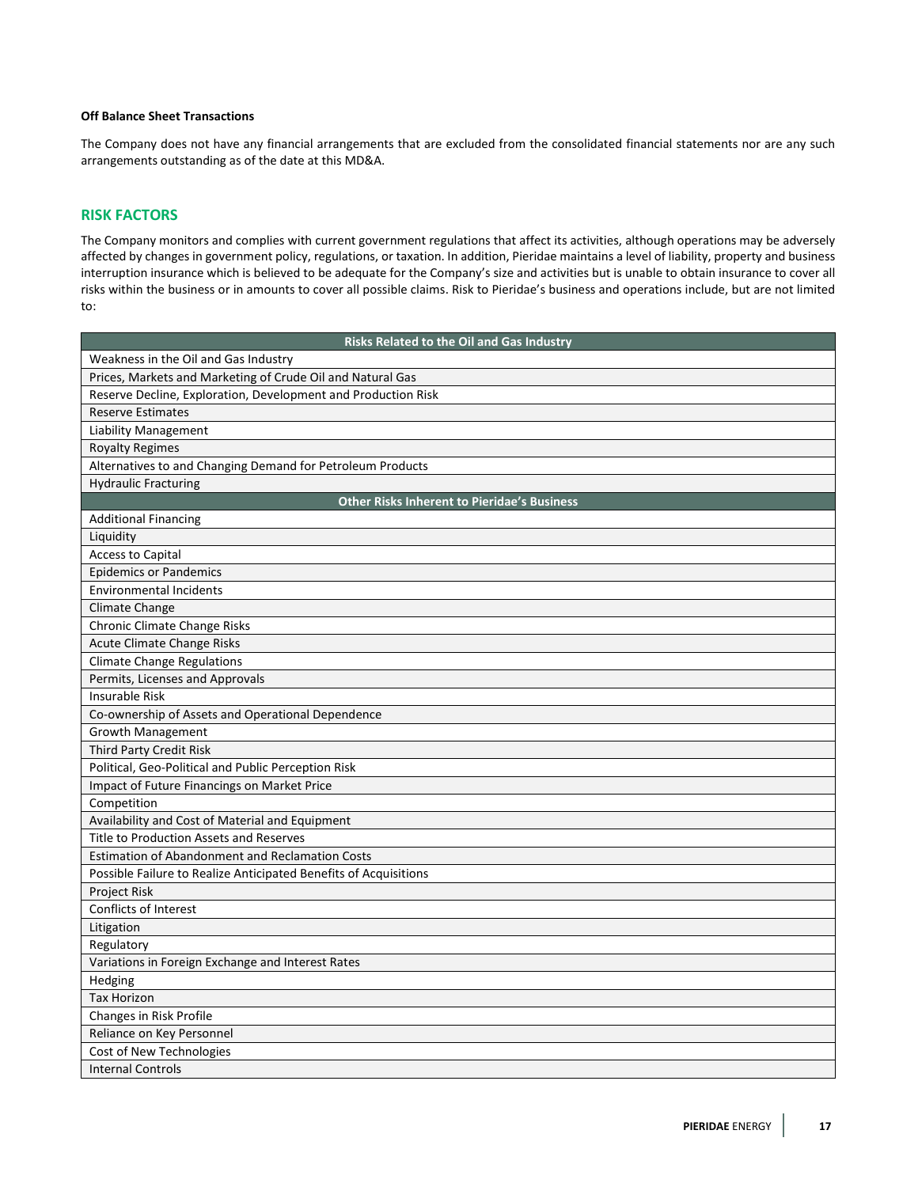**Off Balance Sheet Transactions**

The Company does not have any financial arrangements that are excluded from the consolidated financial statements nor are any such arrangements outstanding as of the date at this MD&A.

## RISK FACTORS

The Company monitors and complies with current government regulations that affect its activities, although operations may be adversely affected by changes in government policy, regulations, or taxation. In addition, Pieridae maintains a level of liability, property and business interruption insurance which is believed to be adequate for the Company's size and activities but is unable to obtain insurance to cover all risks within the business or in amounts to cover all possible claims. Risk to Pieridae's business and operations include, but are not limited to:

| Risks Related to the Oil and Gas Industry |
|---|
| Weakness in the Oil and Gas Industry |
| Prices, Markets and Marketing of Crude Oil and Natural Gas |
| Reserve Decline, Exploration, Development and Production Risk |
| Reserve Estimates |
| Liability Management |
| Royalty Regimes |
| Alternatives to and Changing Demand for Petroleum Products |
| Hydraulic Fracturing |
| **Other Risks Inherent to Pieridae's Business** |
| Additional Financing |
| Liquidity |
| Access to Capital |
| Epidemics or Pandemics |
| Environmental Incidents |
| Climate Change |
| Chronic Climate Change Risks |
| Acute Climate Change Risks |
| Climate Change Regulations |
| Permits, Licenses and Approvals |
| Insurable Risk |
| Co-ownership of Assets and Operational Dependence |
| Growth Management |
| Third Party Credit Risk |
| Political, Geo-Political and Public Perception Risk |
| Impact of Future Financings on Market Price |
| Competition |
| Availability and Cost of Material and Equipment |
| Title to Production Assets and Reserves |
| Estimation of Abandonment and Reclamation Costs |
| Possible Failure to Realize Anticipated Benefits of Acquisitions |
| Project Risk |
| Conflicts of Interest |
| Litigation |
| Regulatory |
| Variations in Foreign Exchange and Interest Rates |
| Hedging |
| Tax Horizon |
| Changes in Risk Profile |
| Reliance on Key Personnel |
| Cost of New Technologies |
| Internal Controls |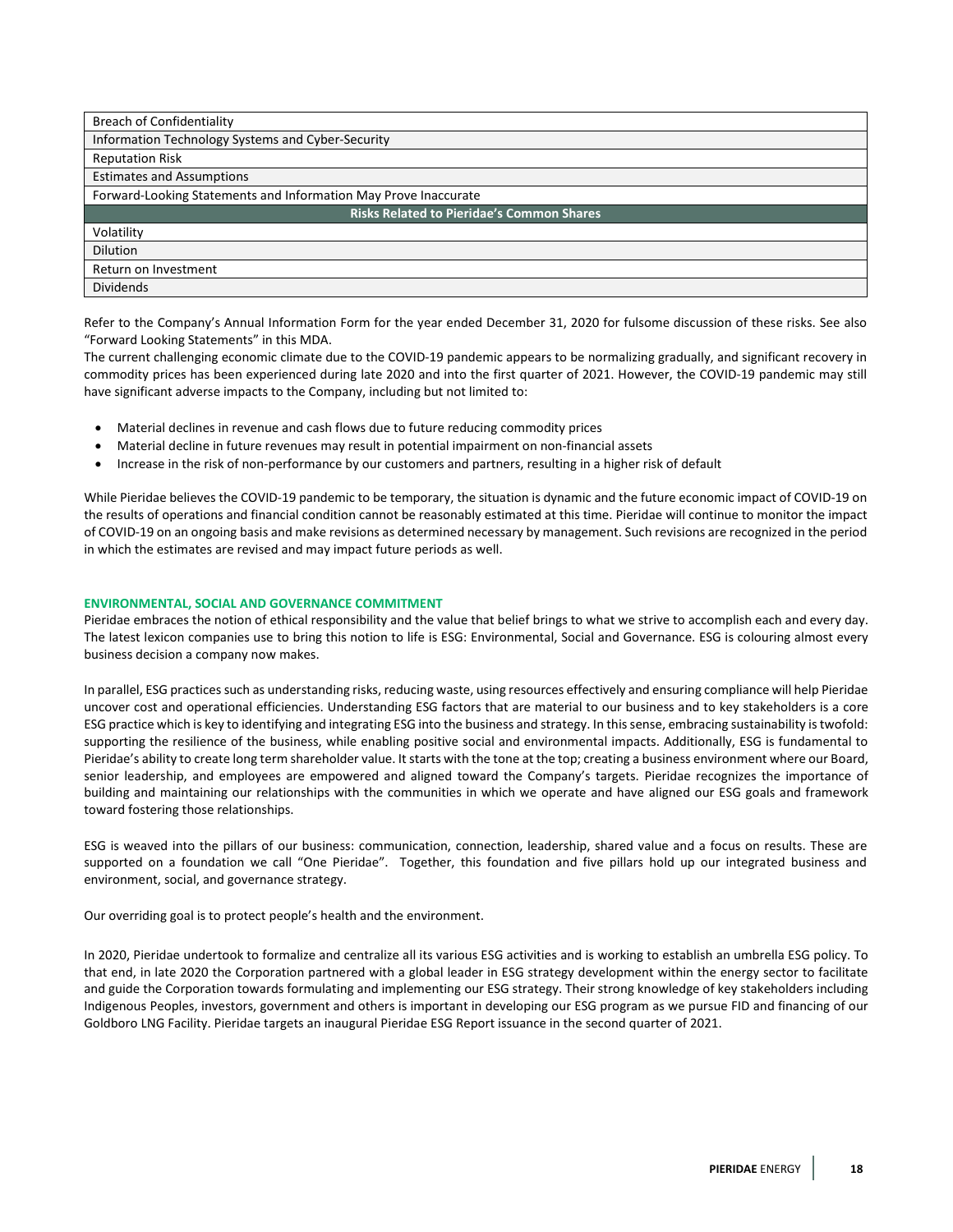| Breach of Confidentiality |
|---|
| Information Technology Systems and Cyber-Security |
| Reputation Risk |
| Estimates and Assumptions |
| Forward-Looking Statements and Information May Prove Inaccurate |
| **Risks Related to Pieridae's Common Shares** |
| Volatility |
| Dilution |
| Return on Investment |
| Dividends |

Refer to the Company's Annual Information Form for the year ended December 31, 2020 for fulsome discussion of these risks. See also "Forward Looking Statements" in this MDA.

The current challenging economic climate due to the COVID-19 pandemic appears to be normalizing gradually, and significant recovery in commodity prices has been experienced during late 2020 and into the first quarter of 2021. However, the COVID-19 pandemic may still have significant adverse impacts to the Company, including but not limited to:

- Material declines in revenue and cash flows due to future reducing commodity prices
- Material decline in future revenues may result in potential impairment on non-financial assets
- Increase in the risk of non-performance by our customers and partners, resulting in a higher risk of default

While Pieridae believes the COVID-19 pandemic to be temporary, the situation is dynamic and the future economic impact of COVID-19 on the results of operations and financial condition cannot be reasonably estimated at this time. Pieridae will continue to monitor the impact of COVID-19 on an ongoing basis and make revisions as determined necessary by management. Such revisions are recognized in the period in which the estimates are revised and may impact future periods as well.

## ENVIRONMENTAL, SOCIAL AND GOVERNANCE COMMITMENT

Pieridae embraces the notion of ethical responsibility and the value that belief brings to what we strive to accomplish each and every day. The latest lexicon companies use to bring this notion to life is ESG: Environmental, Social and Governance. ESG is colouring almost every business decision a company now makes.

In parallel, ESG practices such as understanding risks, reducing waste, using resources effectively and ensuring compliance will help Pieridae uncover cost and operational efficiencies. Understanding ESG factors that are material to our business and to key stakeholders is a core ESG practice which is key to identifying and integrating ESG into the business and strategy. In this sense, embracing sustainability is twofold: supporting the resilience of the business, while enabling positive social and environmental impacts. Additionally, ESG is fundamental to Pieridae's ability to create long term shareholder value. It starts with the tone at the top; creating a business environment where our Board, senior leadership, and employees are empowered and aligned toward the Company's targets. Pieridae recognizes the importance of building and maintaining our relationships with the communities in which we operate and have aligned our ESG goals and framework toward fostering those relationships.

ESG is weaved into the pillars of our business: communication, connection, leadership, shared value and a focus on results. These are supported on a foundation we call "One Pieridae". Together, this foundation and five pillars hold up our integrated business and environment, social, and governance strategy.

Our overriding goal is to protect people's health and the environment.

In 2020, Pieridae undertook to formalize and centralize all its various ESG activities and is working to establish an umbrella ESG policy. To that end, in late 2020 the Corporation partnered with a global leader in ESG strategy development within the energy sector to facilitate and guide the Corporation towards formulating and implementing our ESG strategy. Their strong knowledge of key stakeholders including Indigenous Peoples, investors, government and others is important in developing our ESG program as we pursue FID and financing of our Goldboro LNG Facility. Pieridae targets an inaugural Pieridae ESG Report issuance in the second quarter of 2021.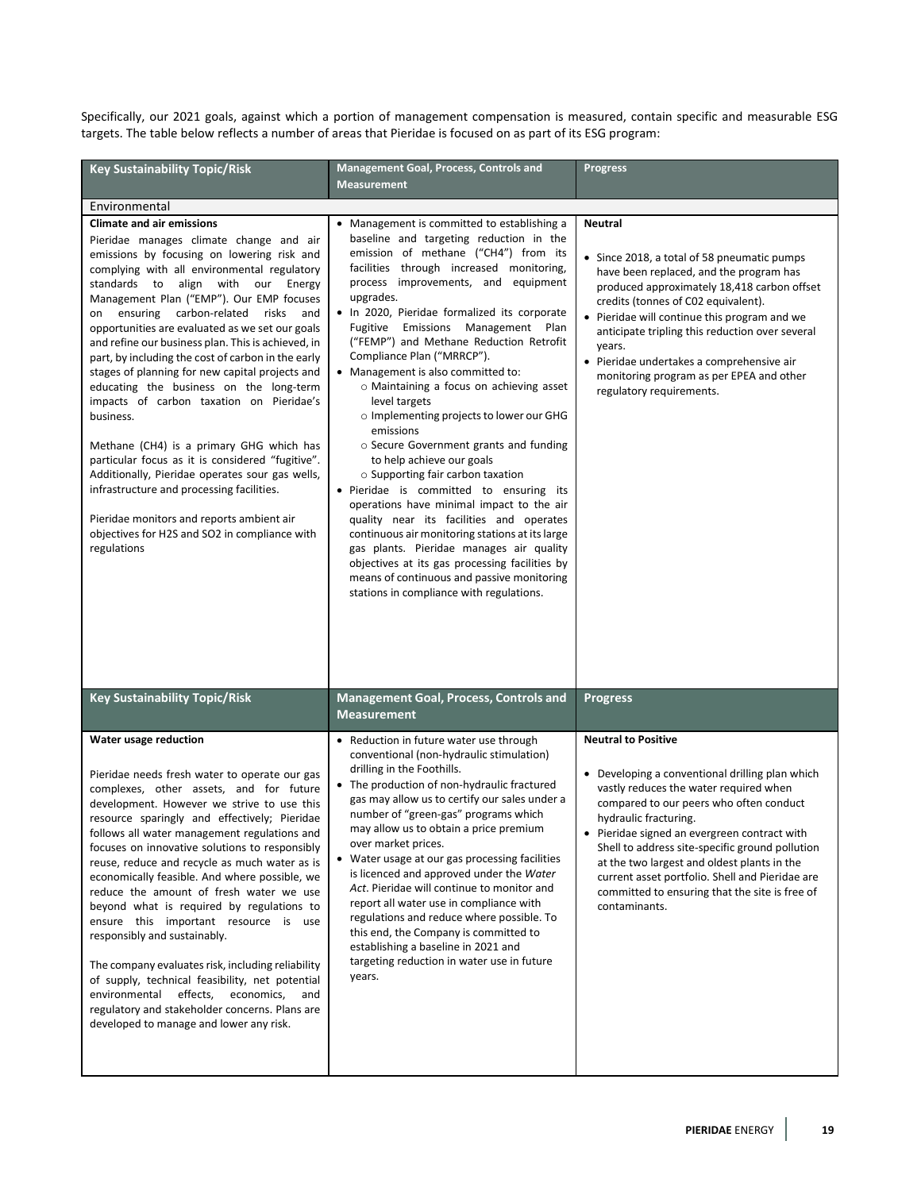Specifically, our 2021 goals, against which a portion of management compensation is measured, contain specific and measurable ESG targets. The table below reflects a number of areas that Pieridae is focused on as part of its ESG program:

| Key Sustainability Topic/Risk | Management Goal, Process, Controls and Measurement | Progress |
|---|---|---|
| Environmental | | |
| **Climate and air emissions**<br><br>Pieridae manages climate change and air emissions by focusing on lowering risk and complying with all environmental regulatory standards to align with our Energy Management Plan ("EMP"). Our EMP focuses on ensuring carbon-related risks and opportunities are evaluated as we set our goals and refine our business plan. This is achieved, in part, by including the cost of carbon in the early stages of planning for new capital projects and educating the business on the long-term impacts of carbon taxation on Pieridae's business.<br><br>Methane (CH4) is a primary GHG which has particular focus as it is considered "fugitive". Additionally, Pieridae operates sour gas wells, infrastructure and processing facilities.<br><br>Pieridae monitors and reports ambient air objectives for H2S and SO2 in compliance with regulations | • Management is committed to establishing a baseline and targeting reduction in the emission of methane ("CH4") from its facilities through increased monitoring, process improvements, and equipment upgrades.<br>• In 2020, Pieridae formalized its corporate Fugitive Emissions Management Plan ("FEMP") and Methane Reduction Retrofit Compliance Plan ("MRRCP").<br>• Management is also committed to:<br>  ○ Maintaining a focus on achieving asset level targets<br>  ○ Implementing projects to lower our GHG emissions<br>  ○ Secure Government grants and funding to help achieve our goals<br>  ○ Supporting fair carbon taxation<br>• Pieridae is committed to ensuring its operations have minimal impact to the air quality near its facilities and operates continuous air monitoring stations at its large gas plants. Pieridae manages air quality objectives at its gas processing facilities by means of continuous and passive monitoring stations in compliance with regulations. | **Neutral**<br><br>• Since 2018, a total of 58 pneumatic pumps have been replaced, and the program has produced approximately 18,418 carbon offset credits (tonnes of C02 equivalent).<br>• Pieridae will continue this program and we anticipate tripling this reduction over several years.<br>• Pieridae undertakes a comprehensive air monitoring program as per EPEA and other regulatory requirements. |
| **Water usage reduction**<br><br>Pieridae needs fresh water to operate our gas complexes, other assets, and for future development. However we strive to use this resource sparingly and effectively; Pieridae follows all water management regulations and focuses on innovative solutions to responsibly reuse, reduce and recycle as much water as is economically feasible. And where possible, we reduce the amount of fresh water we use beyond what is required by regulations to ensure this important resource is use responsibly and sustainably.<br><br>The company evaluates risk, including reliability of supply, technical feasibility, net potential environmental effects, economics, and regulatory and stakeholder concerns. Plans are developed to manage and lower any risk. | • Reduction in future water use through conventional (non-hydraulic stimulation) drilling in the Foothills.<br>• The production of non-hydraulic fractured gas may allow us to certify our sales under a number of "green-gas" programs which may allow us to obtain a price premium over market prices.<br>• Water usage at our gas processing facilities is licenced and approved under the *Water Act*. Pieridae will continue to monitor and report all water use in compliance with regulations and reduce where possible. To this end, the Company is committed to establishing a baseline in 2021 and targeting reduction in water use in future years. | **Neutral to Positive**<br><br>• Developing a conventional drilling plan which vastly reduces the water required when compared to our peers who often conduct hydraulic fracturing.<br>• Pieridae signed an evergreen contract with Shell to address site-specific ground pollution at the two largest and oldest plants in the current asset portfolio. Shell and Pieridae are committed to ensuring that the site is free of contaminants. |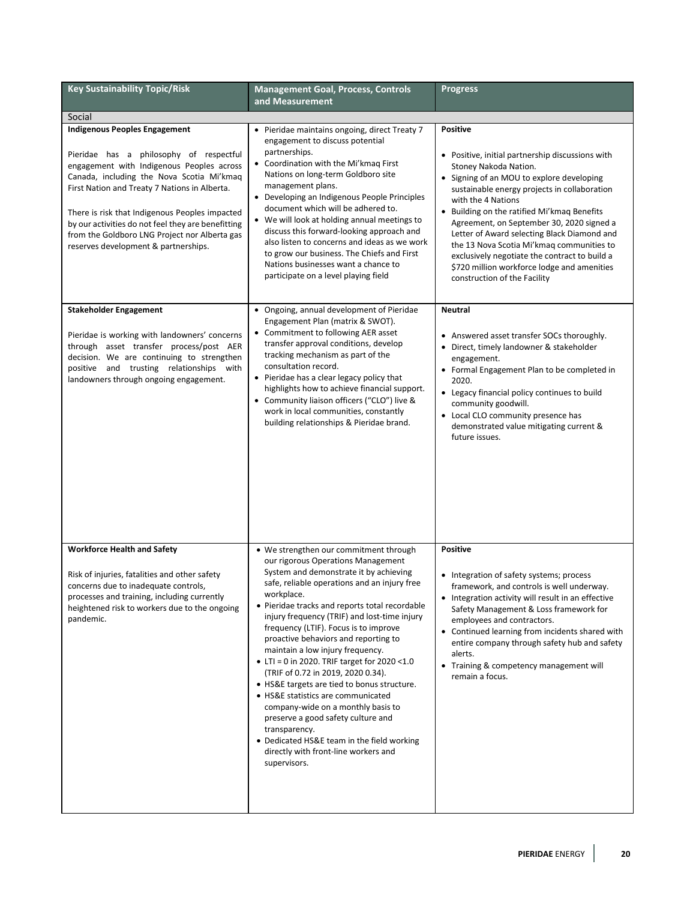| Key Sustainability Topic/Risk | Management Goal, Process, Controls and Measurement | Progress |
|---|---|---|
| Social | | |
| **Indigenous Peoples Engagement**<br><br>Pieridae has a philosophy of respectful engagement with Indigenous Peoples across Canada, including the Nova Scotia Mi'kmaq First Nation and Treaty 7 Nations in Alberta.<br><br>There is risk that Indigenous Peoples impacted by our activities do not feel they are benefitting from the Goldboro LNG Project nor Alberta gas reserves development & partnerships. | • Pieridae maintains ongoing, direct Treaty 7 engagement to discuss potential partnerships.<br>• Coordination with the Mi'kmaq First Nations on long-term Goldboro site management plans.<br>• Developing an Indigenous People Principles document which will be adhered to.<br>• We will look at holding annual meetings to discuss this forward-looking approach and also listen to concerns and ideas as we work to grow our business. The Chiefs and First Nations businesses want a chance to participate on a level playing field | **Positive**<br><br>• Positive, initial partnership discussions with Stoney Nakoda Nation.<br>• Signing of an MOU to explore developing sustainable energy projects in collaboration with the 4 Nations<br>• Building on the ratified Mi'kmaq Benefits Agreement, on September 30, 2020 signed a Letter of Award selecting Black Diamond and the 13 Nova Scotia Mi'kmaq communities to exclusively negotiate the contract to build a $720 million workforce lodge and amenities construction of the Facility |
| **Stakeholder Engagement**<br><br>Pieridae is working with landowners' concerns through asset transfer process/post AER decision. We are continuing to strengthen positive and trusting relationships with landowners through ongoing engagement. | • Ongoing, annual development of Pieridae Engagement Plan (matrix & SWOT).<br>• Commitment to following AER asset transfer approval conditions, develop tracking mechanism as part of the consultation record.<br>• Pieridae has a clear legacy policy that highlights how to achieve financial support.<br>• Community liaison officers ("CLO") live & work in local communities, constantly building relationships & Pieridae brand. | **Neutral**<br><br>• Answered asset transfer SOCs thoroughly.<br>• Direct, timely landowner & stakeholder engagement.<br>• Formal Engagement Plan to be completed in 2020.<br>• Legacy financial policy continues to build community goodwill.<br>• Local CLO community presence has demonstrated value mitigating current & future issues. |
| **Workforce Health and Safety**<br><br>Risk of injuries, fatalities and other safety concerns due to inadequate controls, processes and training, including currently heightened risk to workers due to the ongoing pandemic. | • We strengthen our commitment through our rigorous Operations Management System and demonstrate it by achieving safe, reliable operations and an injury free workplace.<br>• Pieridae tracks and reports total recordable injury frequency (TRIF) and lost-time injury frequency (LTIF). Focus is to improve proactive behaviors and reporting to maintain a low injury frequency.<br>• LTI = 0 in 2020. TRIF target for 2020 <1.0 (TRIF of 0.72 in 2019, 2020 0.34).<br>• HS&E targets are tied to bonus structure.<br>• HS&E statistics are communicated company-wide on a monthly basis to preserve a good safety culture and transparency.<br>• Dedicated HS&E team in the field working directly with front-line workers and supervisors. | **Positive**<br><br>• Integration of safety systems; process framework, and controls is well underway.<br>• Integration activity will result in an effective Safety Management & Loss framework for employees and contractors.<br>• Continued learning from incidents shared with entire company through safety hub and safety alerts.<br>• Training & competency management will remain a focus. |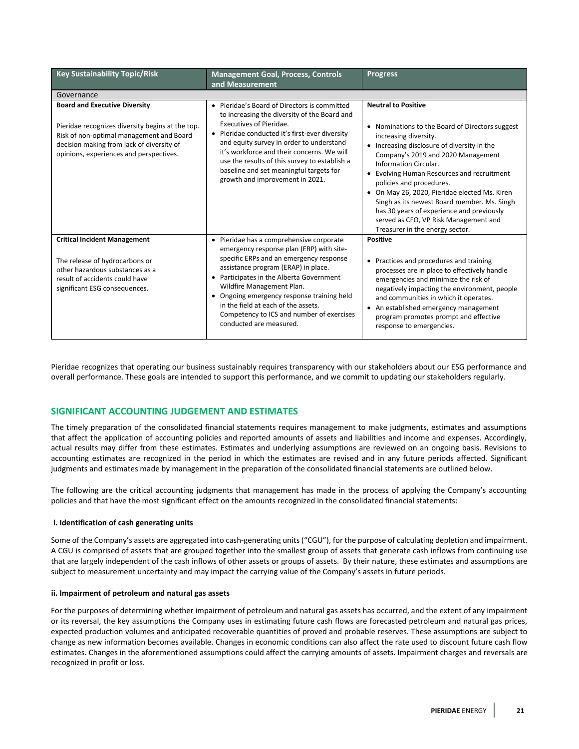| Key Sustainability Topic/Risk | Management Goal, Process, Controls and Measurement | Progress |
|---|---|---|
| Governance | | |
| **Board and Executive Diversity**<br><br>Pieridae recognizes diversity begins at the top. Risk of non-optimal management and Board decision making from lack of diversity of opinions, experiences and perspectives. | • Pieridae's Board of Directors is committed to increasing the diversity of the Board and Executives of Pieridae.<br>• Pieridae conducted it's first-ever diversity and equity survey in order to understand it's workforce and their concerns. We will use the results of this survey to establish a baseline and set meaningful targets for growth and improvement in 2021. | **Neutral to Positive**<br><br>• Nominations to the Board of Directors suggest increasing diversity.<br>• Increasing disclosure of diversity in the Company's 2019 and 2020 Management Information Circular.<br>• Evolving Human Resources and recruitment policies and procedures.<br>• On May 26, 2020, Pieridae elected Ms. Kiren Singh as its newest Board member. Ms. Singh has 30 years of experience and previously served as CFO, VP Risk Management and Treasurer in the energy sector. |
| **Critical Incident Management**<br><br>The release of hydrocarbons or other hazardous substances as a result of accidents could have significant ESG consequences. | • Pieridae has a comprehensive corporate emergency response plan (ERP) with site-specific ERPs and an emergency response assistance program (ERAP) in place.<br>• Participates in the Alberta Government Wildfire Management Plan.<br>• Ongoing emergency response training held in the field at each of the assets. Competency to ICS and number of exercises conducted are measured. | **Positive**<br><br>• Practices and procedures and training processes are in place to effectively handle emergencies and minimize the risk of negatively impacting the environment, people and communities in which it operates.<br>• An established emergency management program promotes prompt and effective response to emergencies. |

Pieridae recognizes that operating our business sustainably requires transparency with our stakeholders about our ESG performance and overall performance. These goals are intended to support this performance, and we commit to updating our stakeholders regularly.

## SIGNIFICANT ACCOUNTING JUDGEMENT AND ESTIMATES

The timely preparation of the consolidated financial statements requires management to make judgments, estimates and assumptions that affect the application of accounting policies and reported amounts of assets and liabilities and income and expenses. Accordingly, actual results may differ from these estimates. Estimates and underlying assumptions are reviewed on an ongoing basis. Revisions to accounting estimates are recognized in the period in which the estimates are revised and in any future periods affected. Significant judgments and estimates made by management in the preparation of the consolidated financial statements are outlined below.

The following are the critical accounting judgments that management has made in the process of applying the Company's accounting policies and that have the most significant effect on the amounts recognized in the consolidated financial statements:

**i. Identification of cash generating units**

Some of the Company's assets are aggregated into cash-generating units ("CGU"), for the purpose of calculating depletion and impairment. A CGU is comprised of assets that are grouped together into the smallest group of assets that generate cash inflows from continuing use that are largely independent of the cash inflows of other assets or groups of assets. By their nature, these estimates and assumptions are subject to measurement uncertainty and may impact the carrying value of the Company's assets in future periods.

**ii. Impairment of petroleum and natural gas assets**

For the purposes of determining whether impairment of petroleum and natural gas assets has occurred, and the extent of any impairment or its reversal, the key assumptions the Company uses in estimating future cash flows are forecasted petroleum and natural gas prices, expected production volumes and anticipated recoverable quantities of proved and probable reserves. These assumptions are subject to change as new information becomes available. Changes in economic conditions can also affect the rate used to discount future cash flow estimates. Changes in the aforementioned assumptions could affect the carrying amounts of assets. Impairment charges and reversals are recognized in profit or loss.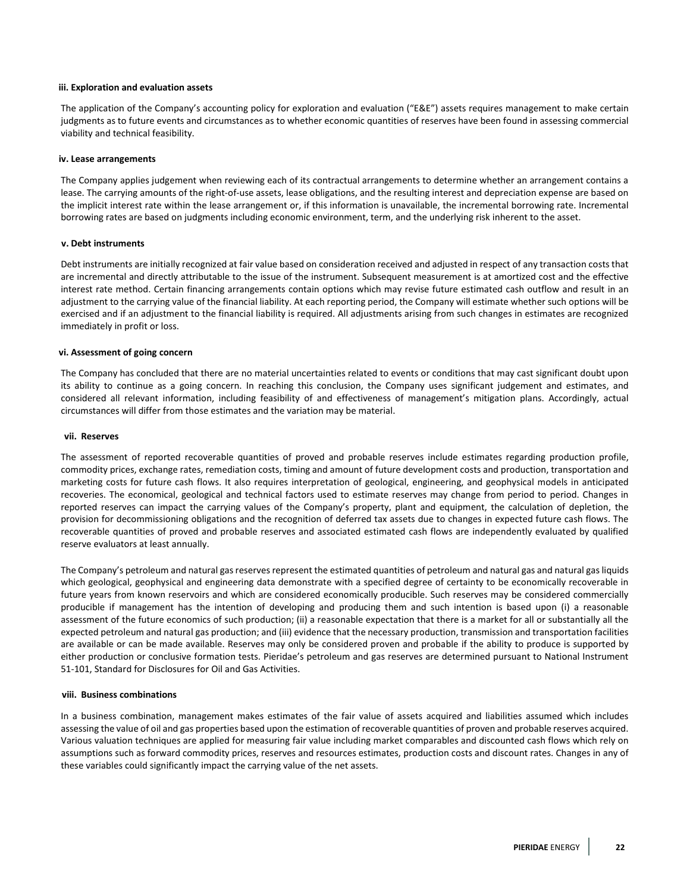#### iii. Exploration and evaluation assets

The application of the Company's accounting policy for exploration and evaluation ("E&E") assets requires management to make certain judgments as to future events and circumstances as to whether economic quantities of reserves have been found in assessing commercial viability and technical feasibility.

#### iv. Lease arrangements

The Company applies judgement when reviewing each of its contractual arrangements to determine whether an arrangement contains a lease. The carrying amounts of the right-of-use assets, lease obligations, and the resulting interest and depreciation expense are based on the implicit interest rate within the lease arrangement or, if this information is unavailable, the incremental borrowing rate. Incremental borrowing rates are based on judgments including economic environment, term, and the underlying risk inherent to the asset.

#### v. Debt instruments

Debt instruments are initially recognized at fair value based on consideration received and adjusted in respect of any transaction costs that are incremental and directly attributable to the issue of the instrument. Subsequent measurement is at amortized cost and the effective interest rate method. Certain financing arrangements contain options which may revise future estimated cash outflow and result in an adjustment to the carrying value of the financial liability. At each reporting period, the Company will estimate whether such options will be exercised and if an adjustment to the financial liability is required. All adjustments arising from such changes in estimates are recognized immediately in profit or loss.

#### vi. Assessment of going concern

The Company has concluded that there are no material uncertainties related to events or conditions that may cast significant doubt upon its ability to continue as a going concern. In reaching this conclusion, the Company uses significant judgement and estimates, and considered all relevant information, including feasibility of and effectiveness of management's mitigation plans. Accordingly, actual circumstances will differ from those estimates and the variation may be material.

#### vii. Reserves

The assessment of reported recoverable quantities of proved and probable reserves include estimates regarding production profile, commodity prices, exchange rates, remediation costs, timing and amount of future development costs and production, transportation and marketing costs for future cash flows. It also requires interpretation of geological, engineering, and geophysical models in anticipated recoveries. The economical, geological and technical factors used to estimate reserves may change from period to period. Changes in reported reserves can impact the carrying values of the Company's property, plant and equipment, the calculation of depletion, the provision for decommissioning obligations and the recognition of deferred tax assets due to changes in expected future cash flows. The recoverable quantities of proved and probable reserves and associated estimated cash flows are independently evaluated by qualified reserve evaluators at least annually.

The Company's petroleum and natural gas reserves represent the estimated quantities of petroleum and natural gas and natural gas liquids which geological, geophysical and engineering data demonstrate with a specified degree of certainty to be economically recoverable in future years from known reservoirs and which are considered economically producible. Such reserves may be considered commercially producible if management has the intention of developing and producing them and such intention is based upon (i) a reasonable assessment of the future economics of such production; (ii) a reasonable expectation that there is a market for all or substantially all the expected petroleum and natural gas production; and (iii) evidence that the necessary production, transmission and transportation facilities are available or can be made available. Reserves may only be considered proven and probable if the ability to produce is supported by either production or conclusive formation tests. Pieridae's petroleum and gas reserves are determined pursuant to National Instrument 51-101, Standard for Disclosures for Oil and Gas Activities.

#### viii. Business combinations

In a business combination, management makes estimates of the fair value of assets acquired and liabilities assumed which includes assessing the value of oil and gas properties based upon the estimation of recoverable quantities of proven and probable reserves acquired. Various valuation techniques are applied for measuring fair value including market comparables and discounted cash flows which rely on assumptions such as forward commodity prices, reserves and resources estimates, production costs and discount rates. Changes in any of these variables could significantly impact the carrying value of the net assets.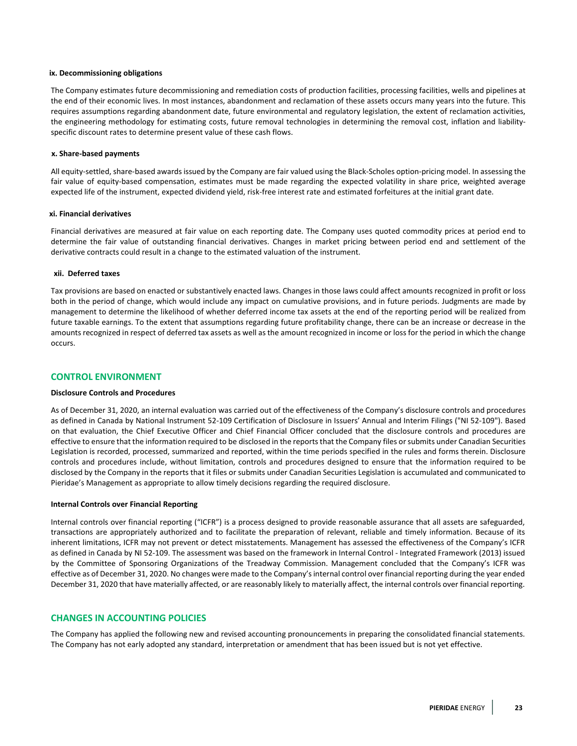#### ix. Decommissioning obligations

The Company estimates future decommissioning and remediation costs of production facilities, processing facilities, wells and pipelines at the end of their economic lives. In most instances, abandonment and reclamation of these assets occurs many years into the future. This requires assumptions regarding abandonment date, future environmental and regulatory legislation, the extent of reclamation activities, the engineering methodology for estimating costs, future removal technologies in determining the removal cost, inflation and liability-specific discount rates to determine present value of these cash flows.

#### x. Share-based payments

All equity-settled, share-based awards issued by the Company are fair valued using the Black-Scholes option-pricing model. In assessing the fair value of equity-based compensation, estimates must be made regarding the expected volatility in share price, weighted average expected life of the instrument, expected dividend yield, risk-free interest rate and estimated forfeitures at the initial grant date.

#### xi. Financial derivatives

Financial derivatives are measured at fair value on each reporting date. The Company uses quoted commodity prices at period end to determine the fair value of outstanding financial derivatives. Changes in market pricing between period end and settlement of the derivative contracts could result in a change to the estimated valuation of the instrument.

#### xii. Deferred taxes

Tax provisions are based on enacted or substantively enacted laws. Changes in those laws could affect amounts recognized in profit or loss both in the period of change, which would include any impact on cumulative provisions, and in future periods. Judgments are made by management to determine the likelihood of whether deferred income tax assets at the end of the reporting period will be realized from future taxable earnings. To the extent that assumptions regarding future profitability change, there can be an increase or decrease in the amounts recognized in respect of deferred tax assets as well as the amount recognized in income or loss for the period in which the change occurs.

## CONTROL ENVIRONMENT

#### Disclosure Controls and Procedures

As of December 31, 2020, an internal evaluation was carried out of the effectiveness of the Company's disclosure controls and procedures as defined in Canada by National Instrument 52-109 Certification of Disclosure in Issuers' Annual and Interim Filings ("NI 52-109"). Based on that evaluation, the Chief Executive Officer and Chief Financial Officer concluded that the disclosure controls and procedures are effective to ensure that the information required to be disclosed in the reports that the Company files or submits under Canadian Securities Legislation is recorded, processed, summarized and reported, within the time periods specified in the rules and forms therein. Disclosure controls and procedures include, without limitation, controls and procedures designed to ensure that the information required to be disclosed by the Company in the reports that it files or submits under Canadian Securities Legislation is accumulated and communicated to Pieridae's Management as appropriate to allow timely decisions regarding the required disclosure.

#### Internal Controls over Financial Reporting

Internal controls over financial reporting ("ICFR") is a process designed to provide reasonable assurance that all assets are safeguarded, transactions are appropriately authorized and to facilitate the preparation of relevant, reliable and timely information. Because of its inherent limitations, ICFR may not prevent or detect misstatements. Management has assessed the effectiveness of the Company's ICFR as defined in Canada by NI 52-109. The assessment was based on the framework in Internal Control - Integrated Framework (2013) issued by the Committee of Sponsoring Organizations of the Treadway Commission. Management concluded that the Company's ICFR was effective as of December 31, 2020. No changes were made to the Company's internal control over financial reporting during the year ended December 31, 2020 that have materially affected, or are reasonably likely to materially affect, the internal controls over financial reporting.

## CHANGES IN ACCOUNTING POLICIES

The Company has applied the following new and revised accounting pronouncements in preparing the consolidated financial statements. The Company has not early adopted any standard, interpretation or amendment that has been issued but is not yet effective.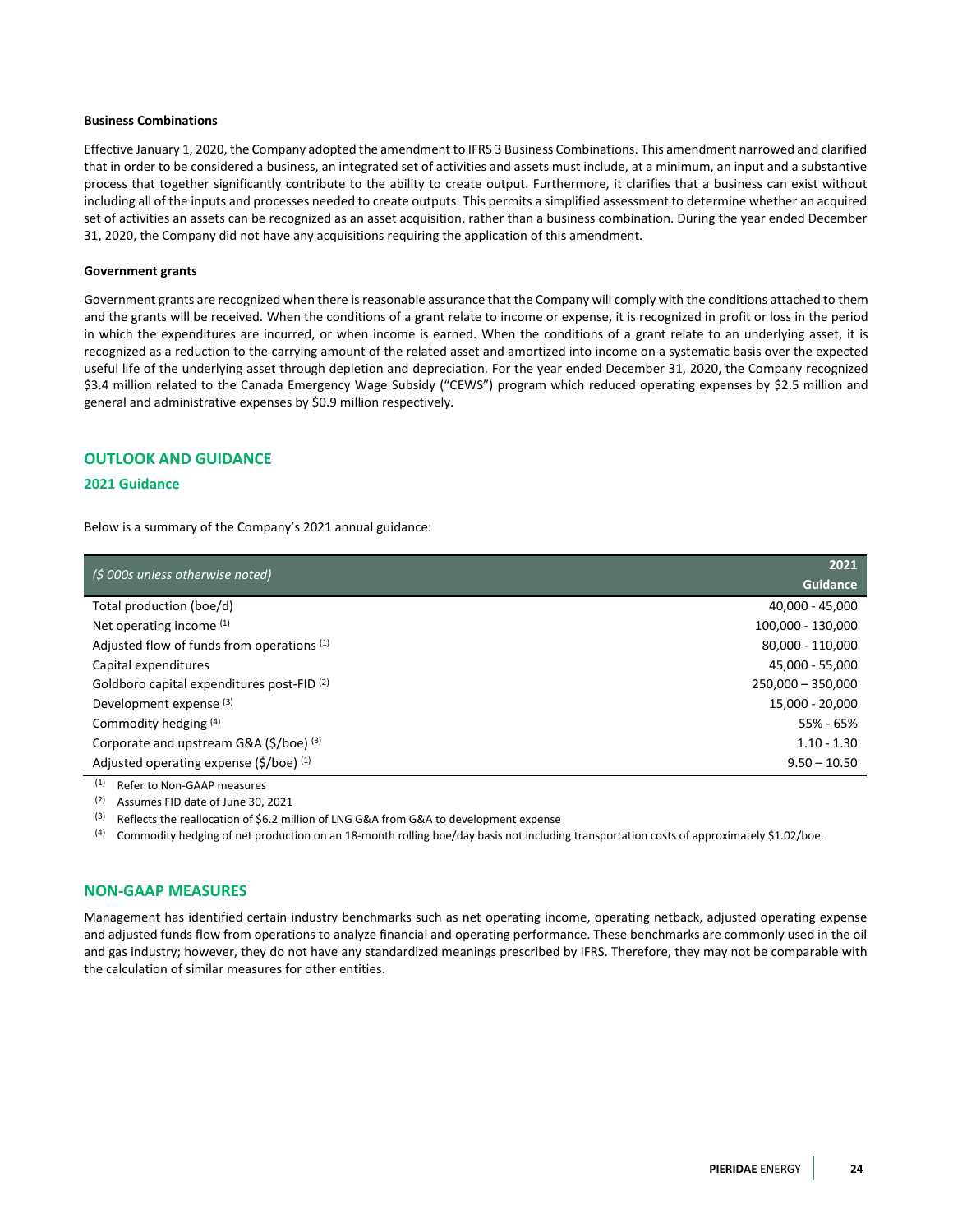**Business Combinations**

Effective January 1, 2020, the Company adopted the amendment to IFRS 3 Business Combinations. This amendment narrowed and clarified that in order to be considered a business, an integrated set of activities and assets must include, at a minimum, an input and a substantive process that together significantly contribute to the ability to create output. Furthermore, it clarifies that a business can exist without including all of the inputs and processes needed to create outputs. This permits a simplified assessment to determine whether an acquired set of activities an assets can be recognized as an asset acquisition, rather than a business combination. During the year ended December 31, 2020, the Company did not have any acquisitions requiring the application of this amendment.

**Government grants**

Government grants are recognized when there is reasonable assurance that the Company will comply with the conditions attached to them and the grants will be received. When the conditions of a grant relate to income or expense, it is recognized in profit or loss in the period in which the expenditures are incurred, or when income is earned. When the conditions of a grant relate to an underlying asset, it is recognized as a reduction to the carrying amount of the related asset and amortized into income on a systematic basis over the expected useful life of the underlying asset through depletion and depreciation. For the year ended December 31, 2020, the Company recognized $3.4 million related to the Canada Emergency Wage Subsidy ("CEWS") program which reduced operating expenses by $2.5 million and general and administrative expenses by $0.9 million respectively.

## OUTLOOK AND GUIDANCE

### 2021 Guidance

Below is a summary of the Company's 2021 annual guidance:

| *($ 000s unless otherwise noted)* | 2021 Guidance |
|---|---|
| Total production (boe/d) | 40,000 - 45,000 |
| Net operating income [1] | 100,000 - 130,000 |
| Adjusted flow of funds from operations [1] | 80,000 - 110,000 |
| Capital expenditures | 45,000 - 55,000 |
| Goldboro capital expenditures post-FID [2] | 250,000 – 350,000 |
| Development expense [3] | 15,000 - 20,000 |
| Commodity hedging [4] | 55% - 65% |
| Corporate and upstream G&A ($/boe) [3] | 1.10 - 1.30 |
| Adjusted operating expense ($/boe) [1] | 9.50 – 10.50 |

[1] Refer to Non-GAAP measures

[2] Assumes FID date of June 30, 2021

[3] Reflects the reallocation of $6.2 million of LNG G&A from G&A to development expense

[4] Commodity hedging of net production on an 18-month rolling boe/day basis not including transportation costs of approximately $1.02/boe.

## NON-GAAP MEASURES

Management has identified certain industry benchmarks such as net operating income, operating netback, adjusted operating expense and adjusted funds flow from operations to analyze financial and operating performance. These benchmarks are commonly used in the oil and gas industry; however, they do not have any standardized meanings prescribed by IFRS. Therefore, they may not be comparable with the calculation of similar measures for other entities.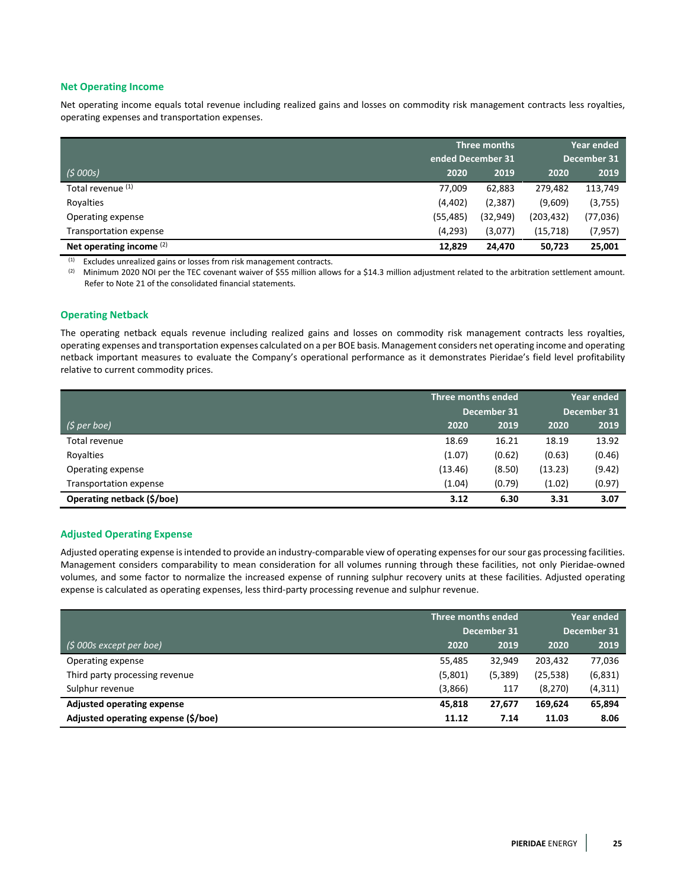## Net Operating Income

Net operating income equals total revenue including realized gains and losses on commodity risk management contracts less royalties, operating expenses and transportation expenses.

| | Three months ended December 31 | | Year ended December 31 | |
|---|---|---|---|---|
| *($ 000s)* | 2020 | 2019 | 2020 | 2019 |
| Total revenue [(1)] | 77,009 | 62,883 | 279,482 | 113,749 |
| Royalties | (4,402) | (2,387) | (9,609) | (3,755) |
| Operating expense | (55,485) | (32,949) | (203,432) | (77,036) |
| Transportation expense | (4,293) | (3,077) | (15,718) | (7,957) |
| **Net operating income** [(2)] | **12,829** | **24,470** | **50,723** | **25,001** |

[(1)] Excludes unrealized gains or losses from risk management contracts.
[(2)] Minimum 2020 NOI per the TEC covenant waiver of $55 million allows for a $14.3 million adjustment related to the arbitration settlement amount. Refer to Note 21 of the consolidated financial statements.

## Operating Netback

The operating netback equals revenue including realized gains and losses on commodity risk management contracts less royalties, operating expenses and transportation expenses calculated on a per BOE basis. Management considers net operating income and operating netback important measures to evaluate the Company's operational performance as it demonstrates Pieridae's field level profitability relative to current commodity prices.

| | Three months ended December 31 | | Year ended December 31 | |
|---|---|---|---|---|
| *($ per boe)* | 2020 | 2019 | 2020 | 2019 |
| Total revenue | 18.69 | 16.21 | 18.19 | 13.92 |
| Royalties | (1.07) | (0.62) | (0.63) | (0.46) |
| Operating expense | (13.46) | (8.50) | (13.23) | (9.42) |
| Transportation expense | (1.04) | (0.79) | (1.02) | (0.97) |
| **Operating netback ($/boe)** | **3.12** | **6.30** | **3.31** | **3.07** |

## Adjusted Operating Expense

Adjusted operating expense is intended to provide an industry-comparable view of operating expenses for our sour gas processing facilities. Management considers comparability to mean consideration for all volumes running through these facilities, not only Pieridae-owned volumes, and some factor to normalize the increased expense of running sulphur recovery units at these facilities. Adjusted operating expense is calculated as operating expenses, less third-party processing revenue and sulphur revenue.

| | Three months ended December 31 | | Year ended December 31 | |
|---|---|---|---|---|
| *($ 000s except per boe)* | 2020 | 2019 | 2020 | 2019 |
| Operating expense | 55,485 | 32,949 | 203,432 | 77,036 |
| Third party processing revenue | (5,801) | (5,389) | (25,538) | (6,831) |
| Sulphur revenue | (3,866) | 117 | (8,270) | (4,311) |
| **Adjusted operating expense** | **45,818** | **27,677** | **169,624** | **65,894** |
| **Adjusted operating expense ($/boe)** | **11.12** | **7.14** | **11.03** | **8.06** |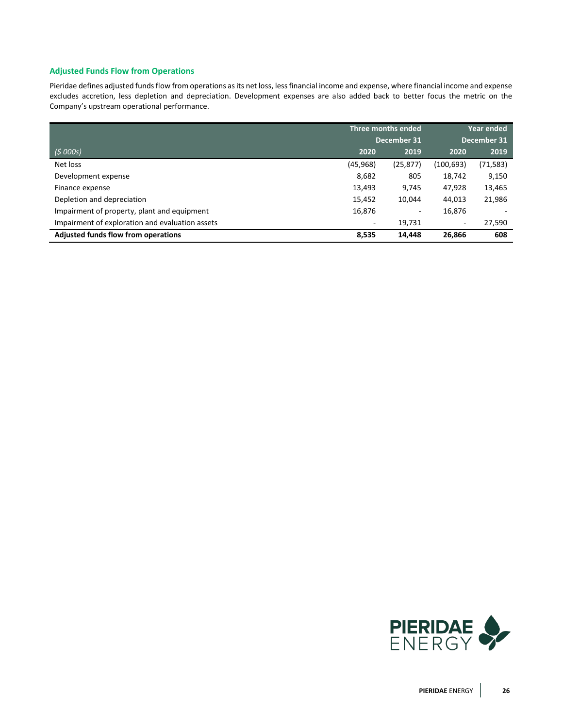## Adjusted Funds Flow from Operations

Pieridae defines adjusted funds flow from operations as its net loss, less financial income and expense, where financial income and expense excludes accretion, less depletion and depreciation. Development expenses are also added back to better focus the metric on the Company's upstream operational performance.

| | Three months ended December 31 | | Year ended December 31 | |
|---|---|---|---|---|
| *($ 000s)* | 2020 | 2019 | 2020 | 2019 |
| Net loss | (45,968) | (25,877) | (100,693) | (71,583) |
| Development expense | 8,682 | 805 | 18,742 | 9,150 |
| Finance expense | 13,493 | 9,745 | 47,928 | 13,465 |
| Depletion and depreciation | 15,452 | 10,044 | 44,013 | 21,986 |
| Impairment of property, plant and equipment | 16,876 | - | 16,876 | - |
| Impairment of exploration and evaluation assets | - | 19,731 | - | 27,590 |
| **Adjusted funds flow from operations** | **8,535** | **14,448** | **26,866** | **608** |